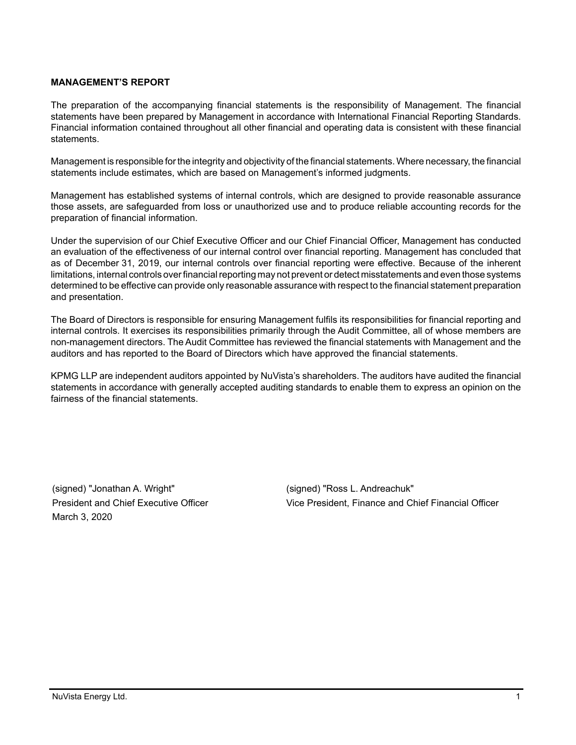**MANAGEMENT'S REPORT**

The preparation of the accompanying financial statements is the responsibility of Management. The financial statements have been prepared by Management in accordance with International Financial Reporting Standards. Financial information contained throughout all other financial and operating data is consistent with these financial statements.

Management is responsible for the integrity and objectivity of the financial statements. Where necessary, the financial statements include estimates, which are based on Management's informed judgments.

Management has established systems of internal controls, which are designed to provide reasonable assurance those assets, are safeguarded from loss or unauthorized use and to produce reliable accounting records for the preparation of financial information.

Under the supervision of our Chief Executive Officer and our Chief Financial Officer, Management has conducted an evaluation of the effectiveness of our internal control over financial reporting. Management has concluded that as of December 31, 2019, our internal controls over financial reporting were effective. Because of the inherent limitations, internal controls over financial reporting may not prevent or detect misstatements and even those systems determined to be effective can provide only reasonable assurance with respect to the financial statement preparation and presentation.

The Board of Directors is responsible for ensuring Management fulfils its responsibilities for financial reporting and internal controls. It exercises its responsibilities primarily through the Audit Committee, all of whose members are non-management directors. The Audit Committee has reviewed the financial statements with Management and the auditors and has reported to the Board of Directors which have approved the financial statements.

KPMG LLP are independent auditors appointed by NuVista's shareholders. The auditors have audited the financial statements in accordance with generally accepted auditing standards to enable them to express an opinion on the fairness of the financial statements.

(signed) "Jonathan A. Wright"
President and Chief Executive Officer
March 3, 2020

(signed) "Ross L. Andreachuk"
Vice President, Finance and Chief Financial Officer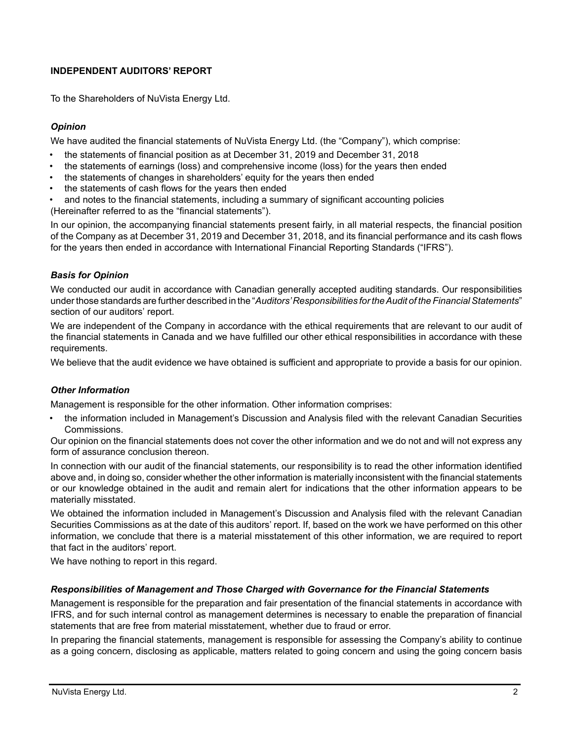## INDEPENDENT AUDITORS' REPORT

To the Shareholders of NuVista Energy Ltd.

### *Opinion*

We have audited the financial statements of NuVista Energy Ltd. (the "Company"), which comprise:

- the statements of financial position as at December 31, 2019 and December 31, 2018
- the statements of earnings (loss) and comprehensive income (loss) for the years then ended
- the statements of changes in shareholders' equity for the years then ended
- the statements of cash flows for the years then ended
- and notes to the financial statements, including a summary of significant accounting policies

(Hereinafter referred to as the "financial statements").

In our opinion, the accompanying financial statements present fairly, in all material respects, the financial position of the Company as at December 31, 2019 and December 31, 2018, and its financial performance and its cash flows for the years then ended in accordance with International Financial Reporting Standards ("IFRS").

### *Basis for Opinion*

We conducted our audit in accordance with Canadian generally accepted auditing standards. Our responsibilities under those standards are further described in the "*Auditors' Responsibilities for the Audit of the Financial Statements*" section of our auditors' report.

We are independent of the Company in accordance with the ethical requirements that are relevant to our audit of the financial statements in Canada and we have fulfilled our other ethical responsibilities in accordance with these requirements.

We believe that the audit evidence we have obtained is sufficient and appropriate to provide a basis for our opinion.

### *Other Information*

Management is responsible for the other information. Other information comprises:

- the information included in Management's Discussion and Analysis filed with the relevant Canadian Securities Commissions.

Our opinion on the financial statements does not cover the other information and we do not and will not express any form of assurance conclusion thereon.

In connection with our audit of the financial statements, our responsibility is to read the other information identified above and, in doing so, consider whether the other information is materially inconsistent with the financial statements or our knowledge obtained in the audit and remain alert for indications that the other information appears to be materially misstated.

We obtained the information included in Management's Discussion and Analysis filed with the relevant Canadian Securities Commissions as at the date of this auditors' report. If, based on the work we have performed on this other information, we conclude that there is a material misstatement of this other information, we are required to report that fact in the auditors' report.

We have nothing to report in this regard.

### *Responsibilities of Management and Those Charged with Governance for the Financial Statements*

Management is responsible for the preparation and fair presentation of the financial statements in accordance with IFRS, and for such internal control as management determines is necessary to enable the preparation of financial statements that are free from material misstatement, whether due to fraud or error.

In preparing the financial statements, management is responsible for assessing the Company's ability to continue as a going concern, disclosing as applicable, matters related to going concern and using the going concern basis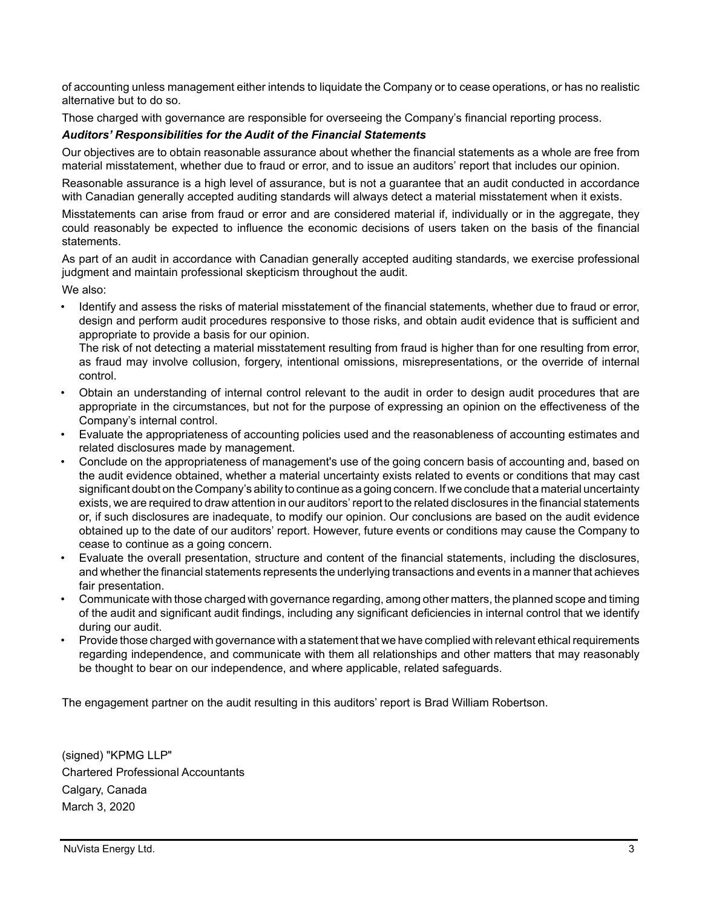of accounting unless management either intends to liquidate the Company or to cease operations, or has no realistic alternative but to do so.

Those charged with governance are responsible for overseeing the Company's financial reporting process.

***Auditors' Responsibilities for the Audit of the Financial Statements***

Our objectives are to obtain reasonable assurance about whether the financial statements as a whole are free from material misstatement, whether due to fraud or error, and to issue an auditors' report that includes our opinion.

Reasonable assurance is a high level of assurance, but is not a guarantee that an audit conducted in accordance with Canadian generally accepted auditing standards will always detect a material misstatement when it exists.

Misstatements can arise from fraud or error and are considered material if, individually or in the aggregate, they could reasonably be expected to influence the economic decisions of users taken on the basis of the financial statements.

As part of an audit in accordance with Canadian generally accepted auditing standards, we exercise professional judgment and maintain professional skepticism throughout the audit.

We also:

- Identify and assess the risks of material misstatement of the financial statements, whether due to fraud or error, design and perform audit procedures responsive to those risks, and obtain audit evidence that is sufficient and appropriate to provide a basis for our opinion.
  The risk of not detecting a material misstatement resulting from fraud is higher than for one resulting from error, as fraud may involve collusion, forgery, intentional omissions, misrepresentations, or the override of internal control.
- Obtain an understanding of internal control relevant to the audit in order to design audit procedures that are appropriate in the circumstances, but not for the purpose of expressing an opinion on the effectiveness of the Company's internal control.
- Evaluate the appropriateness of accounting policies used and the reasonableness of accounting estimates and related disclosures made by management.
- Conclude on the appropriateness of management's use of the going concern basis of accounting and, based on the audit evidence obtained, whether a material uncertainty exists related to events or conditions that may cast significant doubt on the Company's ability to continue as a going concern. If we conclude that a material uncertainty exists, we are required to draw attention in our auditors' report to the related disclosures in the financial statements or, if such disclosures are inadequate, to modify our opinion. Our conclusions are based on the audit evidence obtained up to the date of our auditors' report. However, future events or conditions may cause the Company to cease to continue as a going concern.
- Evaluate the overall presentation, structure and content of the financial statements, including the disclosures, and whether the financial statements represents the underlying transactions and events in a manner that achieves fair presentation.
- Communicate with those charged with governance regarding, among other matters, the planned scope and timing of the audit and significant audit findings, including any significant deficiencies in internal control that we identify during our audit.
- Provide those charged with governance with a statement that we have complied with relevant ethical requirements regarding independence, and communicate with them all relationships and other matters that may reasonably be thought to bear on our independence, and where applicable, related safeguards.

The engagement partner on the audit resulting in this auditors' report is Brad William Robertson.

(signed) "KPMG LLP"
Chartered Professional Accountants
Calgary, Canada
March 3, 2020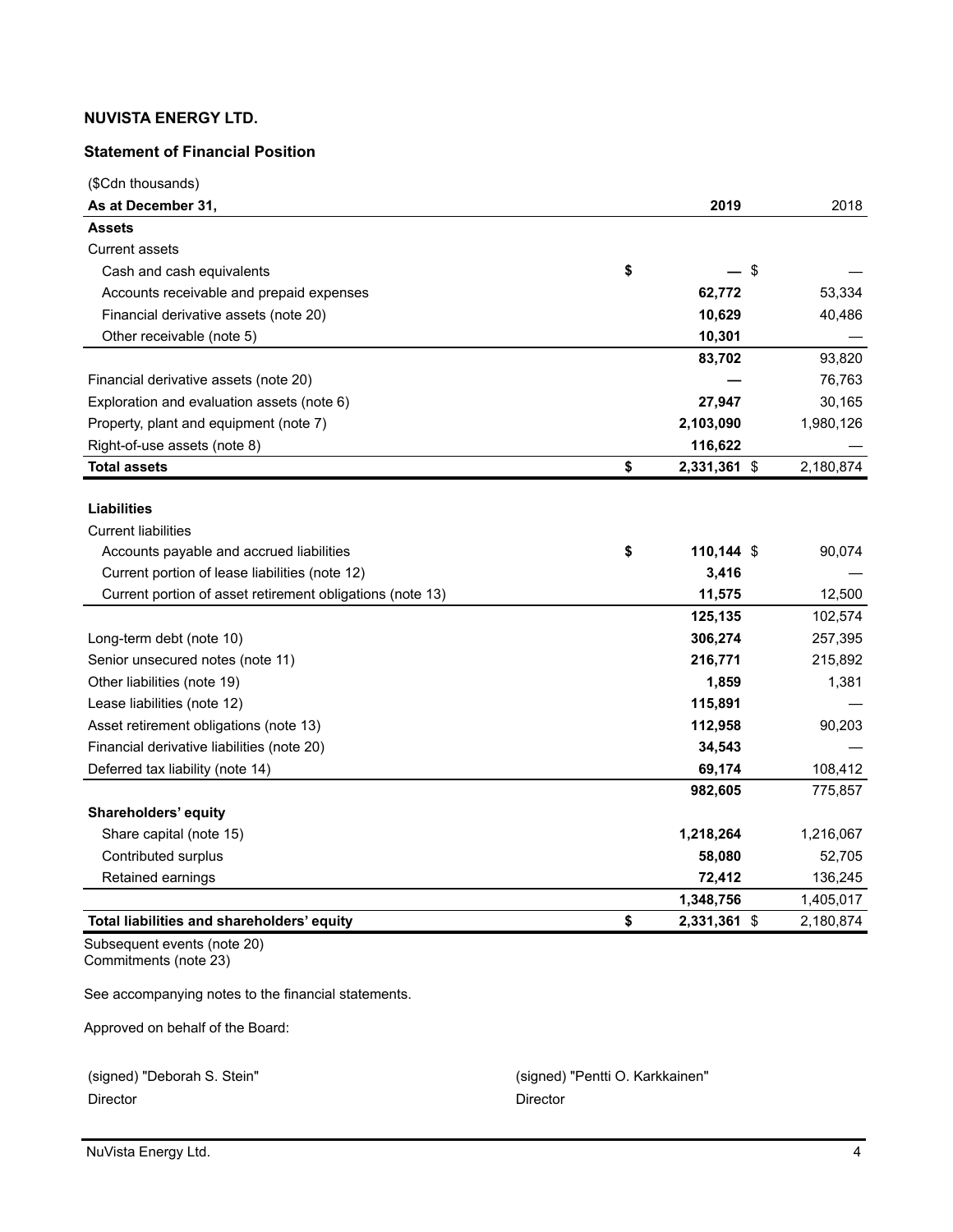**NUVISTA ENERGY LTD.**

**Statement of Financial Position**

| ($Cdn thousands) | | |
| --- | --- | --- |
| **As at December 31,** | **2019** | 2018 |
| **Assets** | | |
| Current assets | | |
| Cash and cash equivalents | **$ —** | $ — |
| Accounts receivable and prepaid expenses | **62,772** | 53,334 |
| Financial derivative assets (note 20) | **10,629** | 40,486 |
| Other receivable (note 5) | **10,301** | — |
| | **83,702** | 93,820 |
| Financial derivative assets (note 20) | **—** | 76,763 |
| Exploration and evaluation assets (note 6) | **27,947** | 30,165 |
| Property, plant and equipment (note 7) | **2,103,090** | 1,980,126 |
| Right-of-use assets (note 8) | **116,622** | — |
| **Total assets** | **$ 2,331,361** | $ 2,180,874 |
| **Liabilities** | | |
| Current liabilities | | |
| Accounts payable and accrued liabilities | **$ 110,144** | $ 90,074 |
| Current portion of lease liabilities (note 12) | **3,416** | — |
| Current portion of asset retirement obligations (note 13) | **11,575** | 12,500 |
| | **125,135** | 102,574 |
| Long-term debt (note 10) | **306,274** | 257,395 |
| Senior unsecured notes (note 11) | **216,771** | 215,892 |
| Other liabilities (note 19) | **1,859** | 1,381 |
| Lease liabilities (note 12) | **115,891** | — |
| Asset retirement obligations (note 13) | **112,958** | 90,203 |
| Financial derivative liabilities (note 20) | **34,543** | — |
| Deferred tax liability (note 14) | **69,174** | 108,412 |
| | **982,605** | 775,857 |
| **Shareholders' equity** | | |
| Share capital (note 15) | **1,218,264** | 1,216,067 |
| Contributed surplus | **58,080** | 52,705 |
| Retained earnings | **72,412** | 136,245 |
| | **1,348,756** | 1,405,017 |
| **Total liabilities and shareholders' equity** | **$ 2,331,361** | $ 2,180,874 |

Subsequent events (note 20)
Commitments (note 23)

See accompanying notes to the financial statements.

Approved on behalf of the Board:

(signed) "Deborah S. Stein"
Director

(signed) "Pentti O. Karkkainen"
Director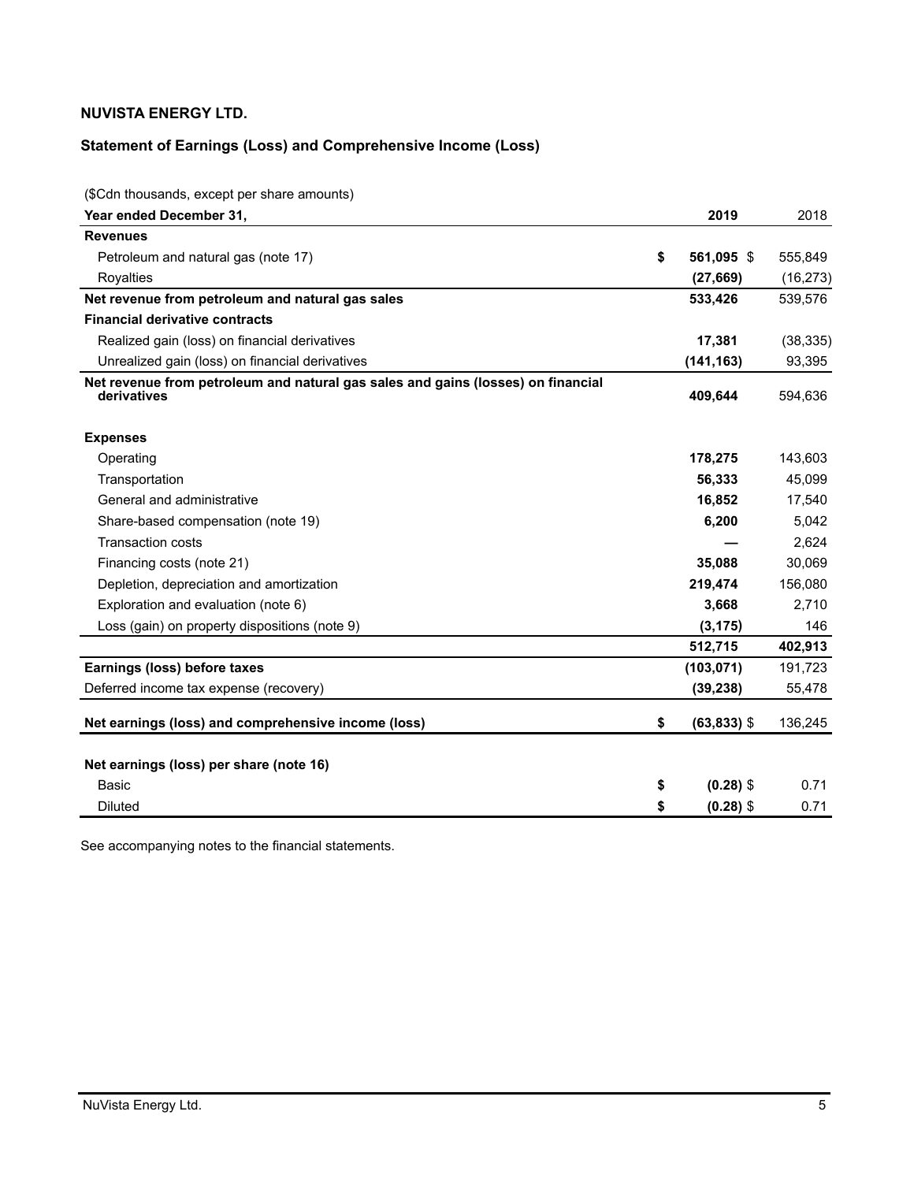**NUVISTA ENERGY LTD.**

**Statement of Earnings (Loss) and Comprehensive Income (Loss)**

| ($Cdn thousands, except per share amounts) | | |
|---|---|---|
| **Year ended December 31,** | **2019** | 2018 |
| **Revenues** | | |
| Petroleum and natural gas (note 17) | **$ 561,095** | $ 555,849 |
| Royalties | **(27,669)** | (16,273) |
| **Net revenue from petroleum and natural gas sales** | **533,426** | 539,576 |
| **Financial derivative contracts** | | |
| Realized gain (loss) on financial derivatives | **17,381** | (38,335) |
| Unrealized gain (loss) on financial derivatives | **(141,163)** | 93,395 |
| **Net revenue from petroleum and natural gas sales and gains (losses) on financial derivatives** | **409,644** | 594,636 |
| **Expenses** | | |
| Operating | **178,275** | 143,603 |
| Transportation | **56,333** | 45,099 |
| General and administrative | **16,852** | 17,540 |
| Share-based compensation (note 19) | **6,200** | 5,042 |
| Transaction costs | **—** | 2,624 |
| Financing costs (note 21) | **35,088** | 30,069 |
| Depletion, depreciation and amortization | **219,474** | 156,080 |
| Exploration and evaluation (note 6) | **3,668** | 2,710 |
| Loss (gain) on property dispositions (note 9) | **(3,175)** | 146 |
| | **512,715** | **402,913** |
| **Earnings (loss) before taxes** | **(103,071)** | 191,723 |
| Deferred income tax expense (recovery) | **(39,238)** | 55,478 |
| **Net earnings (loss) and comprehensive income (loss)** | **$ (63,833)** | $ 136,245 |
| **Net earnings (loss) per share (note 16)** | | |
| Basic | **$ (0.28)** | $ 0.71 |
| Diluted | **$ (0.28)** | $ 0.71 |

See accompanying notes to the financial statements.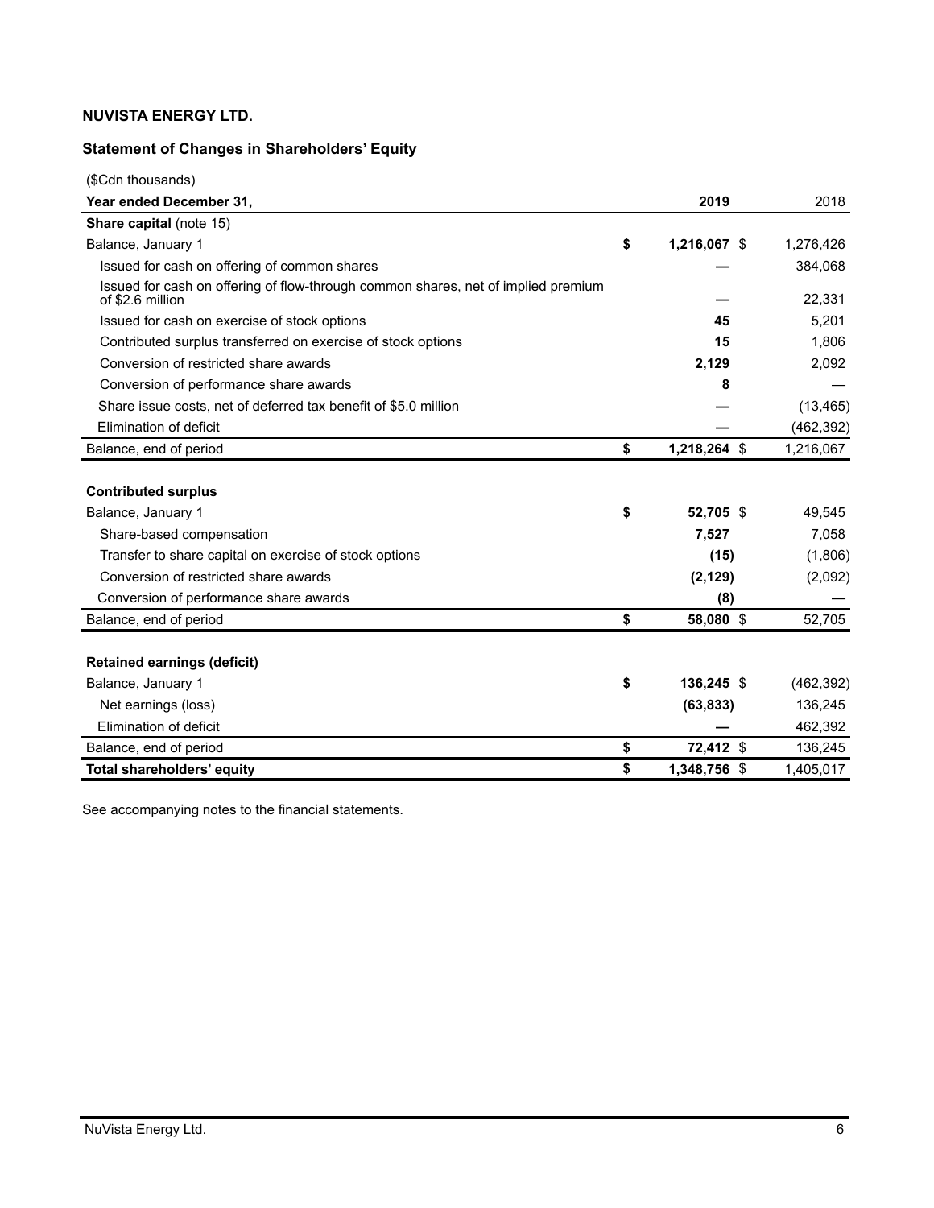**NUVISTA ENERGY LTD.**

**Statement of Changes in Shareholders' Equity**

($Cdn thousands)

| Year ended December 31, | 2019 | 2018 |
|---|---|---|
| **Share capital** (note 15) | | |
| Balance, January 1 | $ **1,216,067** | $ 1,276,426 |
| Issued for cash on offering of common shares | **—** | 384,068 |
| Issued for cash on offering of flow-through common shares, net of implied premium of $2.6 million | **—** | 22,331 |
| Issued for cash on exercise of stock options | **45** | 5,201 |
| Contributed surplus transferred on exercise of stock options | **15** | 1,806 |
| Conversion of restricted share awards | **2,129** | 2,092 |
| Conversion of performance share awards | **8** | — |
| Share issue costs, net of deferred tax benefit of $5.0 million | **—** | (13,465) |
| Elimination of deficit | **—** | (462,392) |
| Balance, end of period | $ **1,218,264** | $ 1,216,067 |
| | | |
| **Contributed surplus** | | |
| Balance, January 1 | $ **52,705** | $ 49,545 |
| Share-based compensation | **7,527** | 7,058 |
| Transfer to share capital on exercise of stock options | **(15)** | (1,806) |
| Conversion of restricted share awards | **(2,129)** | (2,092) |
| Conversion of performance share awards | **(8)** | — |
| Balance, end of period | $ **58,080** | $ 52,705 |
| | | |
| **Retained earnings (deficit)** | | |
| Balance, January 1 | $ **136,245** | $ (462,392) |
| Net earnings (loss) | **(63,833)** | 136,245 |
| Elimination of deficit | **—** | 462,392 |
| Balance, end of period | $ **72,412** | $ 136,245 |
| **Total shareholders' equity** | $ **1,348,756** | $ 1,405,017 |

See accompanying notes to the financial statements.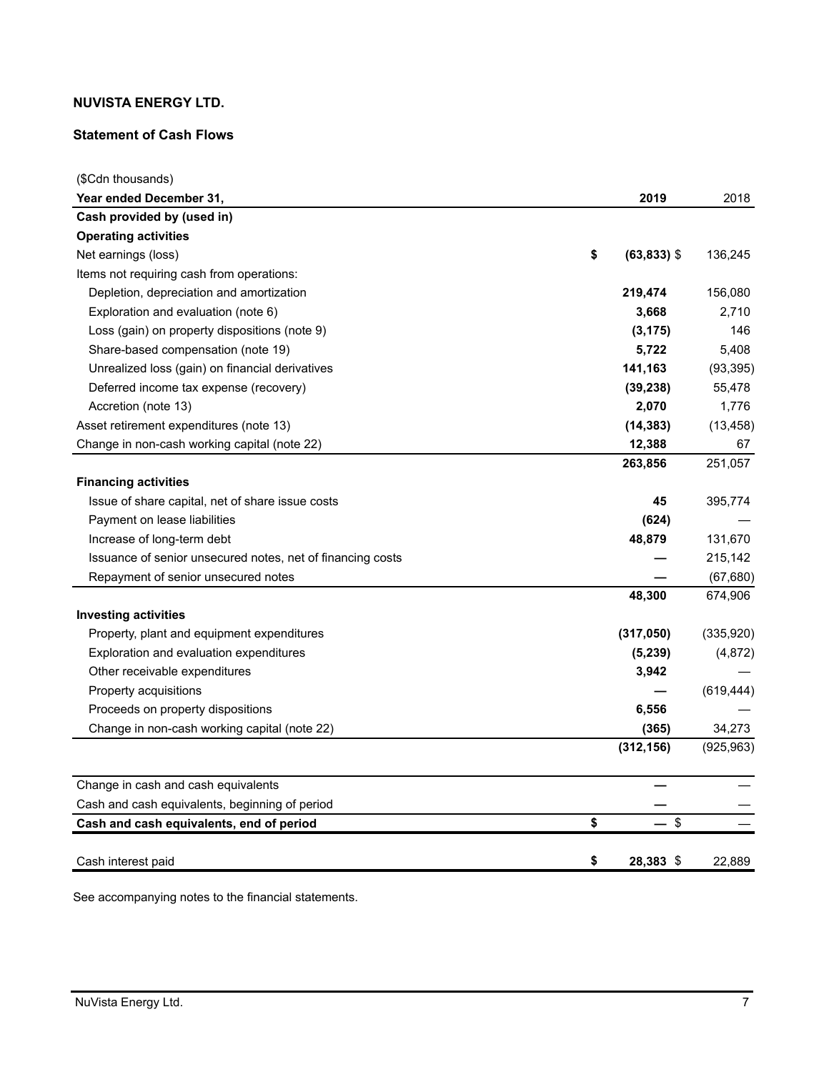**NUVISTA ENERGY LTD.**

**Statement of Cash Flows**

| ($Cdn thousands) | | |
|---|---|---|
| **Year ended December 31,** | **2019** | 2018 |
| **Cash provided by (used in)** | | |
| **Operating activities** | | |
| Net earnings (loss) | **$ (63,833)** | $ 136,245 |
| Items not requiring cash from operations: | | |
| Depletion, depreciation and amortization | **219,474** | 156,080 |
| Exploration and evaluation (note 6) | **3,668** | 2,710 |
| Loss (gain) on property dispositions (note 9) | **(3,175)** | 146 |
| Share-based compensation (note 19) | **5,722** | 5,408 |
| Unrealized loss (gain) on financial derivatives | **141,163** | (93,395) |
| Deferred income tax expense (recovery) | **(39,238)** | 55,478 |
| Accretion (note 13) | **2,070** | 1,776 |
| Asset retirement expenditures (note 13) | **(14,383)** | (13,458) |
| Change in non-cash working capital (note 22) | **12,388** | 67 |
| | **263,856** | 251,057 |
| **Financing activities** | | |
| Issue of share capital, net of share issue costs | **45** | 395,774 |
| Payment on lease liabilities | **(624)** | — |
| Increase of long-term debt | **48,879** | 131,670 |
| Issuance of senior unsecured notes, net of financing costs | **—** | 215,142 |
| Repayment of senior unsecured notes | **—** | (67,680) |
| | **48,300** | 674,906 |
| **Investing activities** | | |
| Property, plant and equipment expenditures | **(317,050)** | (335,920) |
| Exploration and evaluation expenditures | **(5,239)** | (4,872) |
| Other receivable expenditures | **3,942** | — |
| Property acquisitions | **—** | (619,444) |
| Proceeds on property dispositions | **6,556** | — |
| Change in non-cash working capital (note 22) | **(365)** | 34,273 |
| | **(312,156)** | (925,963) |
| Change in cash and cash equivalents | **—** | — |
| Cash and cash equivalents, beginning of period | **—** | — |
| **Cash and cash equivalents, end of period** | **$ —** | $ — |
| Cash interest paid | **$ 28,383** | $ 22,889 |

See accompanying notes to the financial statements.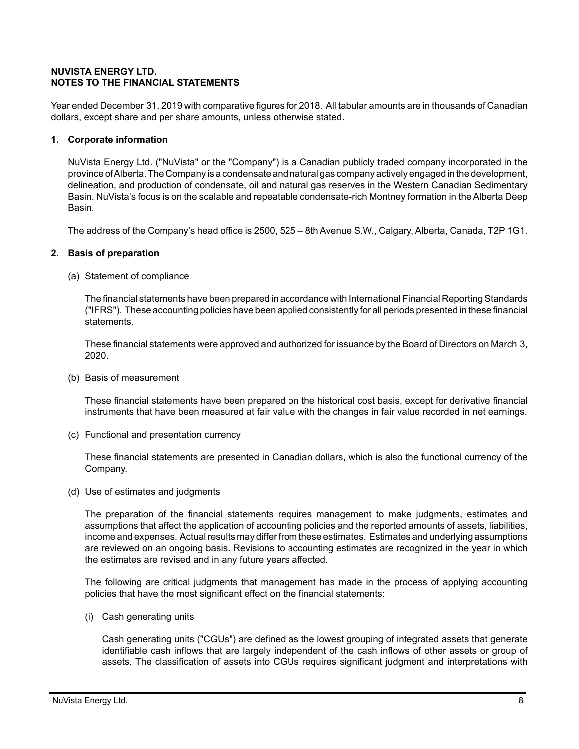**NUVISTA ENERGY LTD.**
**NOTES TO THE FINANCIAL STATEMENTS**

Year ended December 31, 2019 with comparative figures for 2018. All tabular amounts are in thousands of Canadian dollars, except share and per share amounts, unless otherwise stated.

## 1. Corporate information

NuVista Energy Ltd. ("NuVista" or the "Company") is a Canadian publicly traded company incorporated in the province of Alberta. The Company is a condensate and natural gas company actively engaged in the development, delineation, and production of condensate, oil and natural gas reserves in the Western Canadian Sedimentary Basin. NuVista's focus is on the scalable and repeatable condensate-rich Montney formation in the Alberta Deep Basin.

The address of the Company's head office is 2500, 525 – 8th Avenue S.W., Calgary, Alberta, Canada, T2P 1G1.

## 2. Basis of preparation

(a) Statement of compliance

The financial statements have been prepared in accordance with International Financial Reporting Standards ("IFRS"). These accounting policies have been applied consistently for all periods presented in these financial statements.

These financial statements were approved and authorized for issuance by the Board of Directors on March 3, 2020.

(b) Basis of measurement

These financial statements have been prepared on the historical cost basis, except for derivative financial instruments that have been measured at fair value with the changes in fair value recorded in net earnings.

(c) Functional and presentation currency

These financial statements are presented in Canadian dollars, which is also the functional currency of the Company.

(d) Use of estimates and judgments

The preparation of the financial statements requires management to make judgments, estimates and assumptions that affect the application of accounting policies and the reported amounts of assets, liabilities, income and expenses. Actual results may differ from these estimates. Estimates and underlying assumptions are reviewed on an ongoing basis. Revisions to accounting estimates are recognized in the year in which the estimates are revised and in any future years affected.

The following are critical judgments that management has made in the process of applying accounting policies that have the most significant effect on the financial statements:

(i) Cash generating units

Cash generating units ("CGUs") are defined as the lowest grouping of integrated assets that generate identifiable cash inflows that are largely independent of the cash inflows of other assets or group of assets. The classification of assets into CGUs requires significant judgment and interpretations with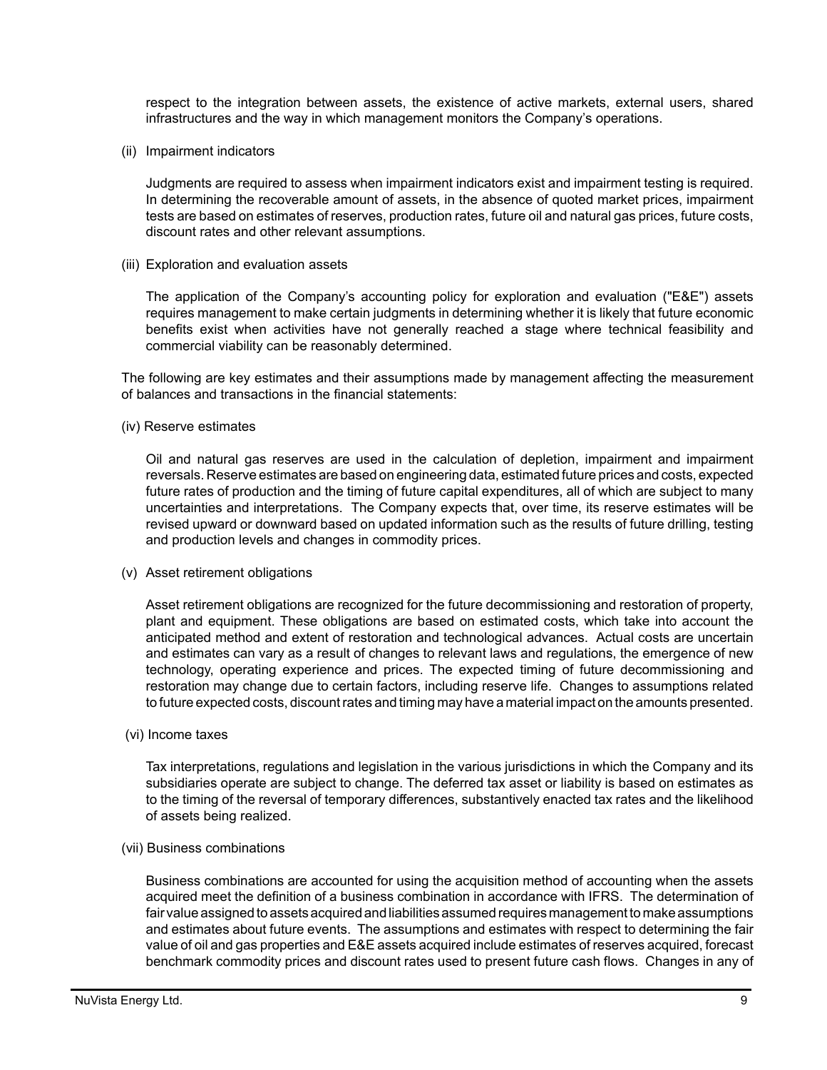respect to the integration between assets, the existence of active markets, external users, shared infrastructures and the way in which management monitors the Company's operations.

(ii) Impairment indicators

Judgments are required to assess when impairment indicators exist and impairment testing is required. In determining the recoverable amount of assets, in the absence of quoted market prices, impairment tests are based on estimates of reserves, production rates, future oil and natural gas prices, future costs, discount rates and other relevant assumptions.

(iii) Exploration and evaluation assets

The application of the Company's accounting policy for exploration and evaluation ("E&E") assets requires management to make certain judgments in determining whether it is likely that future economic benefits exist when activities have not generally reached a stage where technical feasibility and commercial viability can be reasonably determined.

The following are key estimates and their assumptions made by management affecting the measurement of balances and transactions in the financial statements:

(iv) Reserve estimates

Oil and natural gas reserves are used in the calculation of depletion, impairment and impairment reversals. Reserve estimates are based on engineering data, estimated future prices and costs, expected future rates of production and the timing of future capital expenditures, all of which are subject to many uncertainties and interpretations. The Company expects that, over time, its reserve estimates will be revised upward or downward based on updated information such as the results of future drilling, testing and production levels and changes in commodity prices.

(v) Asset retirement obligations

Asset retirement obligations are recognized for the future decommissioning and restoration of property, plant and equipment. These obligations are based on estimated costs, which take into account the anticipated method and extent of restoration and technological advances. Actual costs are uncertain and estimates can vary as a result of changes to relevant laws and regulations, the emergence of new technology, operating experience and prices. The expected timing of future decommissioning and restoration may change due to certain factors, including reserve life. Changes to assumptions related to future expected costs, discount rates and timing may have a material impact on the amounts presented.

(vi) Income taxes

Tax interpretations, regulations and legislation in the various jurisdictions in which the Company and its subsidiaries operate are subject to change. The deferred tax asset or liability is based on estimates as to the timing of the reversal of temporary differences, substantively enacted tax rates and the likelihood of assets being realized.

(vii) Business combinations

Business combinations are accounted for using the acquisition method of accounting when the assets acquired meet the definition of a business combination in accordance with IFRS. The determination of fair value assigned to assets acquired and liabilities assumed requires management to make assumptions and estimates about future events. The assumptions and estimates with respect to determining the fair value of oil and gas properties and E&E assets acquired include estimates of reserves acquired, forecast benchmark commodity prices and discount rates used to present future cash flows. Changes in any of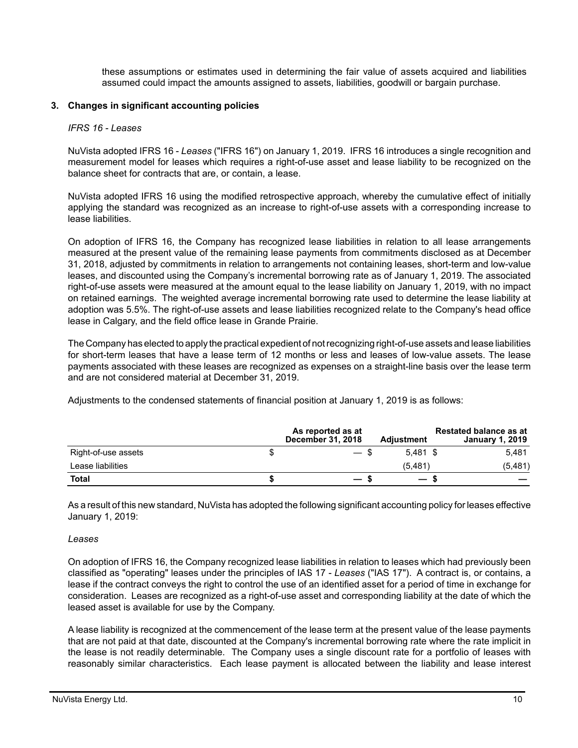these assumptions or estimates used in determining the fair value of assets acquired and liabilities assumed could impact the amounts assigned to assets, liabilities, goodwill or bargain purchase.

## 3. Changes in significant accounting policies

*IFRS 16 - Leases*

NuVista adopted IFRS 16 - *Leases* ("IFRS 16") on January 1, 2019. IFRS 16 introduces a single recognition and measurement model for leases which requires a right-of-use asset and lease liability to be recognized on the balance sheet for contracts that are, or contain, a lease.

NuVista adopted IFRS 16 using the modified retrospective approach, whereby the cumulative effect of initially applying the standard was recognized as an increase to right-of-use assets with a corresponding increase to lease liabilities.

On adoption of IFRS 16, the Company has recognized lease liabilities in relation to all lease arrangements measured at the present value of the remaining lease payments from commitments disclosed as at December 31, 2018, adjusted by commitments in relation to arrangements not containing leases, short-term and low-value leases, and discounted using the Company's incremental borrowing rate as of January 1, 2019. The associated right-of-use assets were measured at the amount equal to the lease liability on January 1, 2019, with no impact on retained earnings. The weighted average incremental borrowing rate used to determine the lease liability at adoption was 5.5%. The right-of-use assets and lease liabilities recognized relate to the Company's head office lease in Calgary, and the field office lease in Grande Prairie.

The Company has elected to apply the practical expedient of not recognizing right-of-use assets and lease liabilities for short-term leases that have a lease term of 12 months or less and leases of low-value assets. The lease payments associated with these leases are recognized as expenses on a straight-line basis over the lease term and are not considered material at December 31, 2019.

Adjustments to the condensed statements of financial position at January 1, 2019 is as follows:

| | As reported as at December 31, 2018 | Adjustment | Restated balance as at January 1, 2019 |
|---|---|---|---|
| Right-of-use assets | $ — | $ 5,481 | $ 5,481 |
| Lease liabilities | | (5,481) | (5,481) |
| **Total** | **$ —** | **$ —** | **$ —** |

As a result of this new standard, NuVista has adopted the following significant accounting policy for leases effective January 1, 2019:

*Leases*

On adoption of IFRS 16, the Company recognized lease liabilities in relation to leases which had previously been classified as "operating" leases under the principles of IAS 17 - *Leases* ("IAS 17"). A contract is, or contains, a lease if the contract conveys the right to control the use of an identified asset for a period of time in exchange for consideration. Leases are recognized as a right-of-use asset and corresponding liability at the date of which the leased asset is available for use by the Company.

A lease liability is recognized at the commencement of the lease term at the present value of the lease payments that are not paid at that date, discounted at the Company's incremental borrowing rate where the rate implicit in the lease is not readily determinable. The Company uses a single discount rate for a portfolio of leases with reasonably similar characteristics. Each lease payment is allocated between the liability and lease interest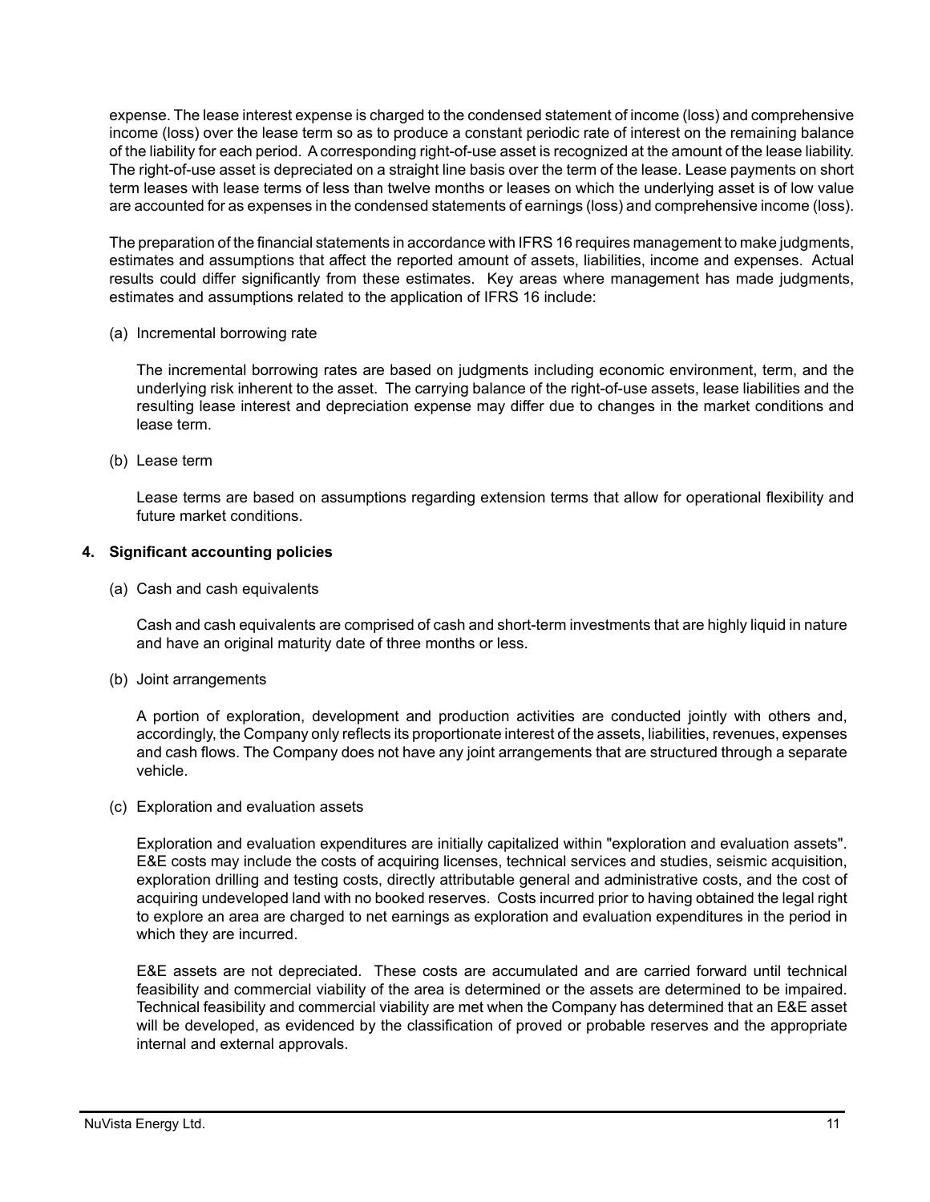expense. The lease interest expense is charged to the condensed statement of income (loss) and comprehensive income (loss) over the lease term so as to produce a constant periodic rate of interest on the remaining balance of the liability for each period. A corresponding right-of-use asset is recognized at the amount of the lease liability. The right-of-use asset is depreciated on a straight line basis over the term of the lease. Lease payments on short term leases with lease terms of less than twelve months or leases on which the underlying asset is of low value are accounted for as expenses in the condensed statements of earnings (loss) and comprehensive income (loss).

The preparation of the financial statements in accordance with IFRS 16 requires management to make judgments, estimates and assumptions that affect the reported amount of assets, liabilities, income and expenses. Actual results could differ significantly from these estimates. Key areas where management has made judgments, estimates and assumptions related to the application of IFRS 16 include:

(a) Incremental borrowing rate

The incremental borrowing rates are based on judgments including economic environment, term, and the underlying risk inherent to the asset. The carrying balance of the right-of-use assets, lease liabilities and the resulting lease interest and depreciation expense may differ due to changes in the market conditions and lease term.

(b) Lease term

Lease terms are based on assumptions regarding extension terms that allow for operational flexibility and future market conditions.

## 4. Significant accounting policies

(a) Cash and cash equivalents

Cash and cash equivalents are comprised of cash and short-term investments that are highly liquid in nature and have an original maturity date of three months or less.

(b) Joint arrangements

A portion of exploration, development and production activities are conducted jointly with others and, accordingly, the Company only reflects its proportionate interest of the assets, liabilities, revenues, expenses and cash flows. The Company does not have any joint arrangements that are structured through a separate vehicle.

(c) Exploration and evaluation assets

Exploration and evaluation expenditures are initially capitalized within "exploration and evaluation assets". E&E costs may include the costs of acquiring licenses, technical services and studies, seismic acquisition, exploration drilling and testing costs, directly attributable general and administrative costs, and the cost of acquiring undeveloped land with no booked reserves. Costs incurred prior to having obtained the legal right to explore an area are charged to net earnings as exploration and evaluation expenditures in the period in which they are incurred.

E&E assets are not depreciated. These costs are accumulated and are carried forward until technical feasibility and commercial viability of the area is determined or the assets are determined to be impaired. Technical feasibility and commercial viability are met when the Company has determined that an E&E asset will be developed, as evidenced by the classification of proved or probable reserves and the appropriate internal and external approvals.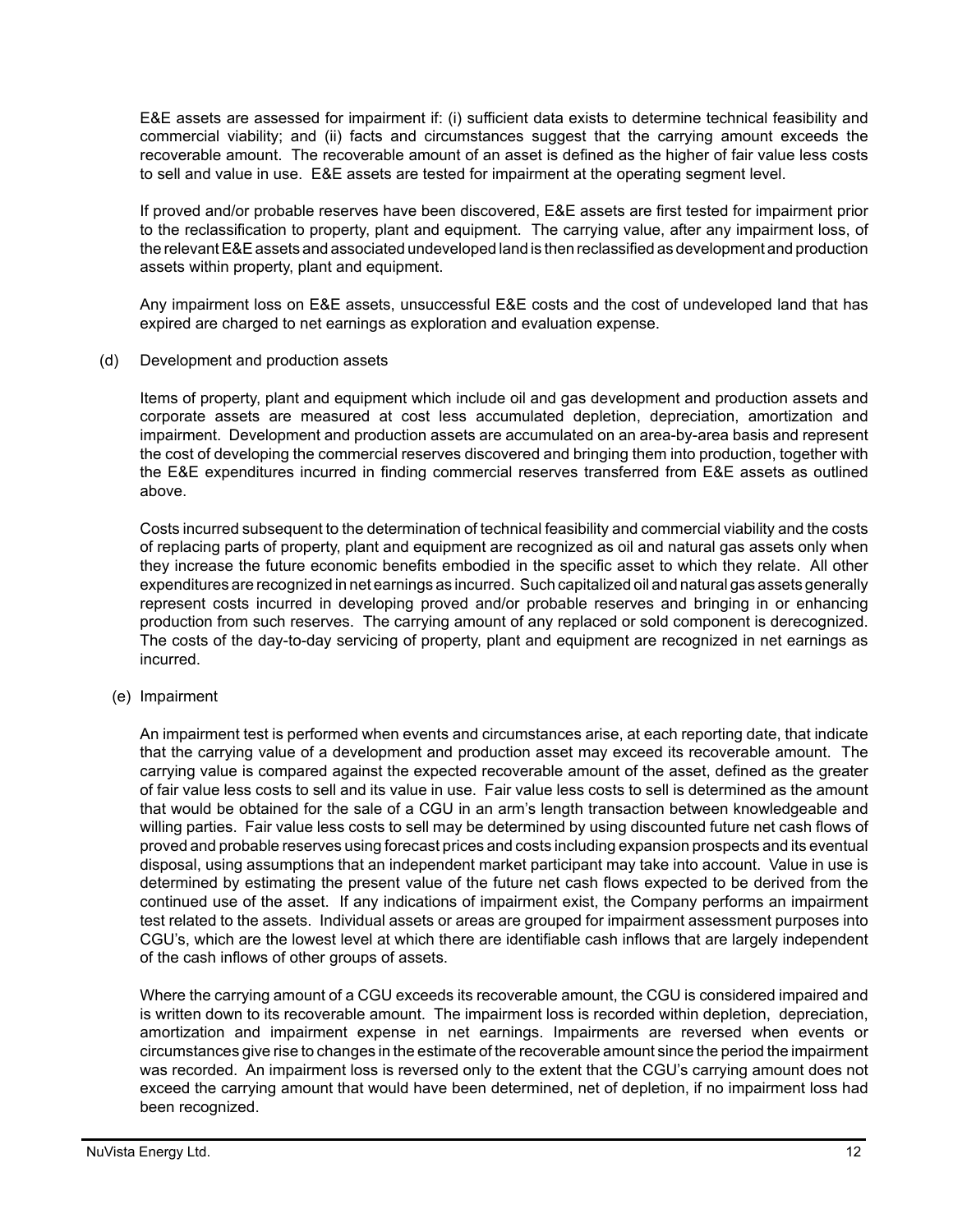E&E assets are assessed for impairment if: (i) sufficient data exists to determine technical feasibility and commercial viability; and (ii) facts and circumstances suggest that the carrying amount exceeds the recoverable amount. The recoverable amount of an asset is defined as the higher of fair value less costs to sell and value in use. E&E assets are tested for impairment at the operating segment level.

If proved and/or probable reserves have been discovered, E&E assets are first tested for impairment prior to the reclassification to property, plant and equipment. The carrying value, after any impairment loss, of the relevant E&E assets and associated undeveloped land is then reclassified as development and production assets within property, plant and equipment.

Any impairment loss on E&E assets, unsuccessful E&E costs and the cost of undeveloped land that has expired are charged to net earnings as exploration and evaluation expense.

(d) Development and production assets

Items of property, plant and equipment which include oil and gas development and production assets and corporate assets are measured at cost less accumulated depletion, depreciation, amortization and impairment. Development and production assets are accumulated on an area-by-area basis and represent the cost of developing the commercial reserves discovered and bringing them into production, together with the E&E expenditures incurred in finding commercial reserves transferred from E&E assets as outlined above.

Costs incurred subsequent to the determination of technical feasibility and commercial viability and the costs of replacing parts of property, plant and equipment are recognized as oil and natural gas assets only when they increase the future economic benefits embodied in the specific asset to which they relate. All other expenditures are recognized in net earnings as incurred. Such capitalized oil and natural gas assets generally represent costs incurred in developing proved and/or probable reserves and bringing in or enhancing production from such reserves. The carrying amount of any replaced or sold component is derecognized. The costs of the day-to-day servicing of property, plant and equipment are recognized in net earnings as incurred.

(e) Impairment

An impairment test is performed when events and circumstances arise, at each reporting date, that indicate that the carrying value of a development and production asset may exceed its recoverable amount. The carrying value is compared against the expected recoverable amount of the asset, defined as the greater of fair value less costs to sell and its value in use. Fair value less costs to sell is determined as the amount that would be obtained for the sale of a CGU in an arm's length transaction between knowledgeable and willing parties. Fair value less costs to sell may be determined by using discounted future net cash flows of proved and probable reserves using forecast prices and costs including expansion prospects and its eventual disposal, using assumptions that an independent market participant may take into account. Value in use is determined by estimating the present value of the future net cash flows expected to be derived from the continued use of the asset. If any indications of impairment exist, the Company performs an impairment test related to the assets. Individual assets or areas are grouped for impairment assessment purposes into CGU's, which are the lowest level at which there are identifiable cash inflows that are largely independent of the cash inflows of other groups of assets.

Where the carrying amount of a CGU exceeds its recoverable amount, the CGU is considered impaired and is written down to its recoverable amount. The impairment loss is recorded within depletion, depreciation, amortization and impairment expense in net earnings. Impairments are reversed when events or circumstances give rise to changes in the estimate of the recoverable amount since the period the impairment was recorded. An impairment loss is reversed only to the extent that the CGU's carrying amount does not exceed the carrying amount that would have been determined, net of depletion, if no impairment loss had been recognized.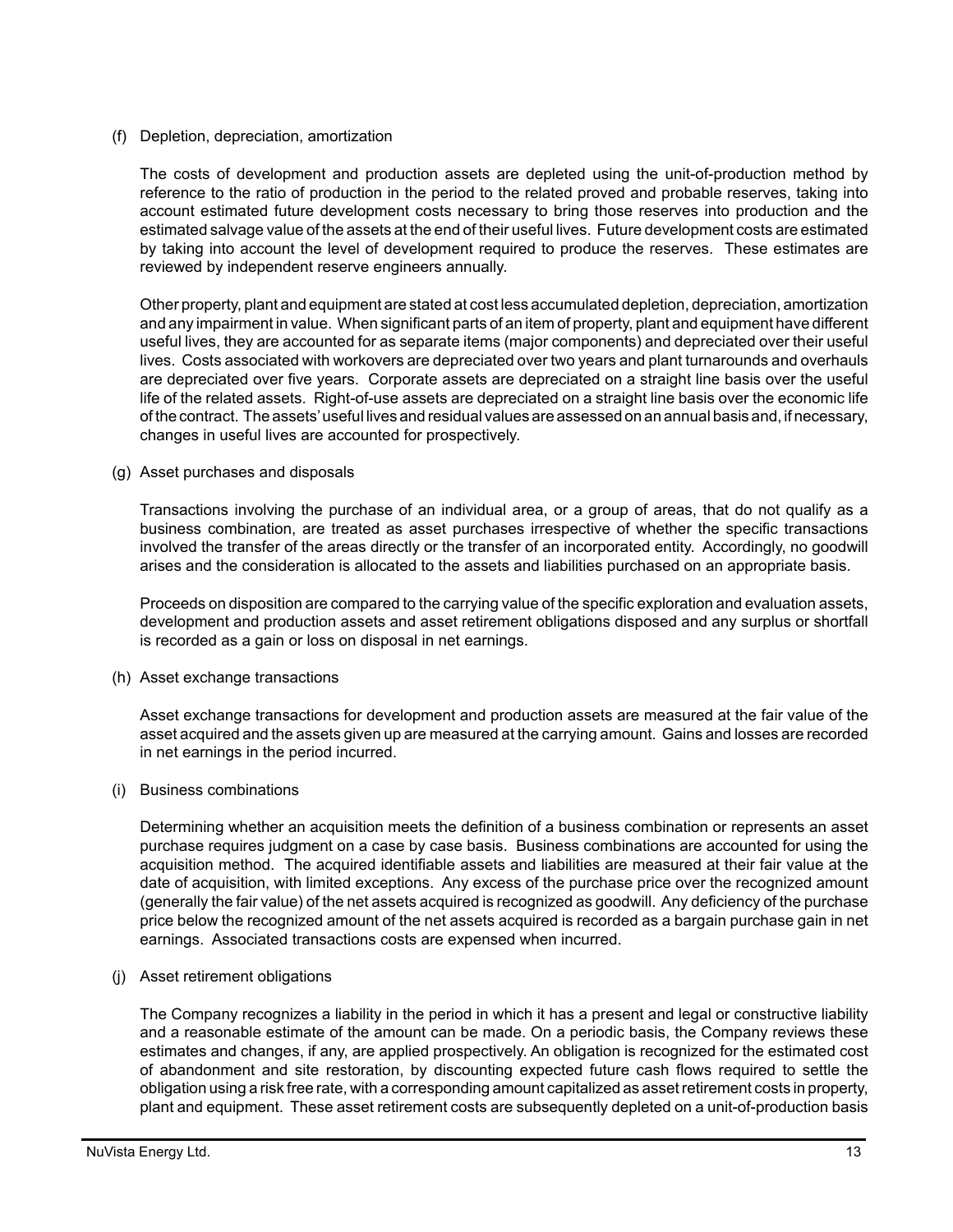(f) Depletion, depreciation, amortization

The costs of development and production assets are depleted using the unit-of-production method by reference to the ratio of production in the period to the related proved and probable reserves, taking into account estimated future development costs necessary to bring those reserves into production and the estimated salvage value of the assets at the end of their useful lives. Future development costs are estimated by taking into account the level of development required to produce the reserves. These estimates are reviewed by independent reserve engineers annually.

Other property, plant and equipment are stated at cost less accumulated depletion, depreciation, amortization and any impairment in value. When significant parts of an item of property, plant and equipment have different useful lives, they are accounted for as separate items (major components) and depreciated over their useful lives. Costs associated with workovers are depreciated over two years and plant turnarounds and overhauls are depreciated over five years. Corporate assets are depreciated on a straight line basis over the useful life of the related assets. Right-of-use assets are depreciated on a straight line basis over the economic life of the contract. The assets' useful lives and residual values are assessed on an annual basis and, if necessary, changes in useful lives are accounted for prospectively.

(g) Asset purchases and disposals

Transactions involving the purchase of an individual area, or a group of areas, that do not qualify as a business combination, are treated as asset purchases irrespective of whether the specific transactions involved the transfer of the areas directly or the transfer of an incorporated entity. Accordingly, no goodwill arises and the consideration is allocated to the assets and liabilities purchased on an appropriate basis.

Proceeds on disposition are compared to the carrying value of the specific exploration and evaluation assets, development and production assets and asset retirement obligations disposed and any surplus or shortfall is recorded as a gain or loss on disposal in net earnings.

(h) Asset exchange transactions

Asset exchange transactions for development and production assets are measured at the fair value of the asset acquired and the assets given up are measured at the carrying amount. Gains and losses are recorded in net earnings in the period incurred.

(i) Business combinations

Determining whether an acquisition meets the definition of a business combination or represents an asset purchase requires judgment on a case by case basis. Business combinations are accounted for using the acquisition method. The acquired identifiable assets and liabilities are measured at their fair value at the date of acquisition, with limited exceptions. Any excess of the purchase price over the recognized amount (generally the fair value) of the net assets acquired is recognized as goodwill. Any deficiency of the purchase price below the recognized amount of the net assets acquired is recorded as a bargain purchase gain in net earnings. Associated transactions costs are expensed when incurred.

(j) Asset retirement obligations

The Company recognizes a liability in the period in which it has a present and legal or constructive liability and a reasonable estimate of the amount can be made. On a periodic basis, the Company reviews these estimates and changes, if any, are applied prospectively. An obligation is recognized for the estimated cost of abandonment and site restoration, by discounting expected future cash flows required to settle the obligation using a risk free rate, with a corresponding amount capitalized as asset retirement costs in property, plant and equipment. These asset retirement costs are subsequently depleted on a unit-of-production basis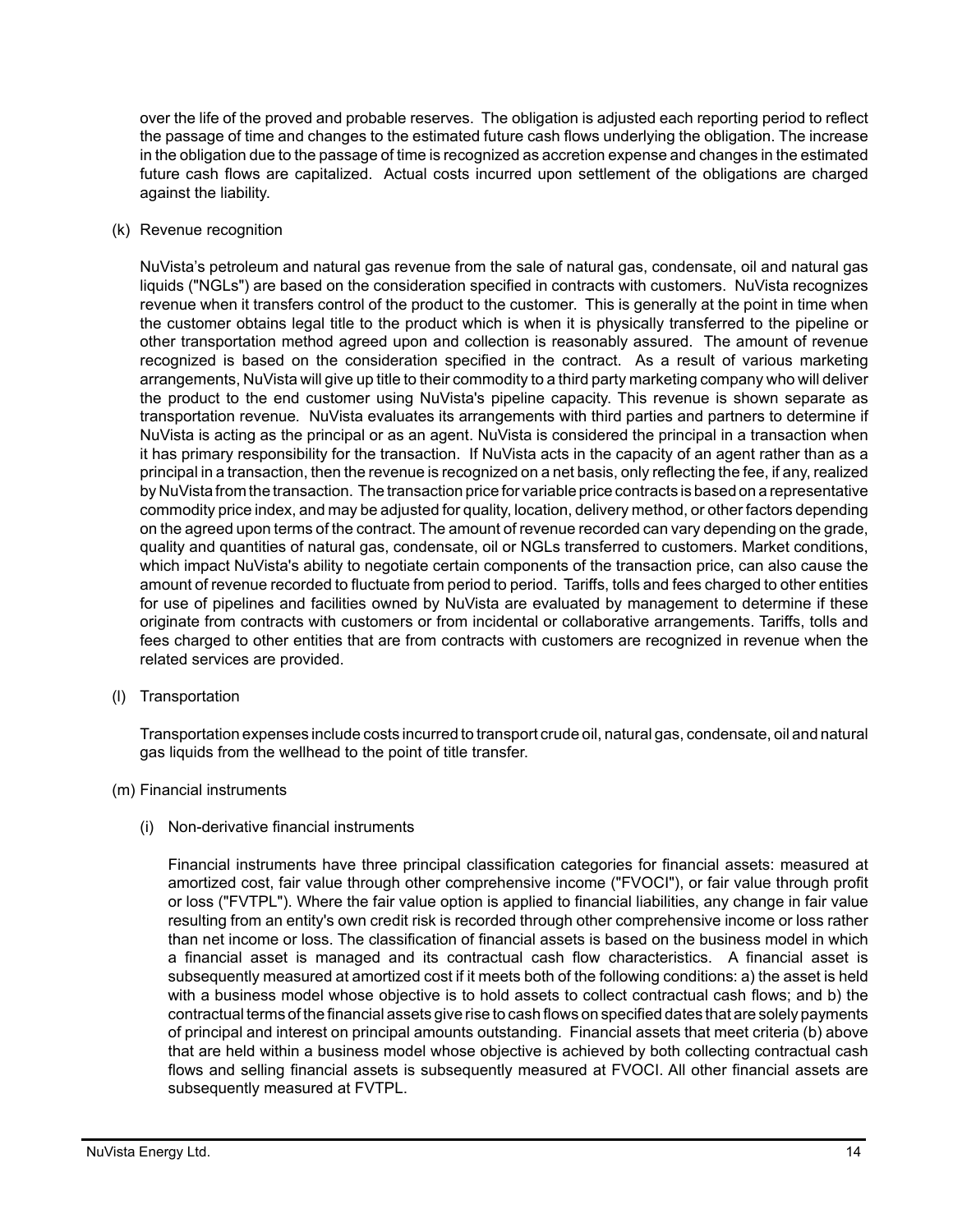over the life of the proved and probable reserves. The obligation is adjusted each reporting period to reflect the passage of time and changes to the estimated future cash flows underlying the obligation. The increase in the obligation due to the passage of time is recognized as accretion expense and changes in the estimated future cash flows are capitalized. Actual costs incurred upon settlement of the obligations are charged against the liability.

(k) Revenue recognition

NuVista's petroleum and natural gas revenue from the sale of natural gas, condensate, oil and natural gas liquids ("NGLs") are based on the consideration specified in contracts with customers. NuVista recognizes revenue when it transfers control of the product to the customer. This is generally at the point in time when the customer obtains legal title to the product which is when it is physically transferred to the pipeline or other transportation method agreed upon and collection is reasonably assured. The amount of revenue recognized is based on the consideration specified in the contract. As a result of various marketing arrangements, NuVista will give up title to their commodity to a third party marketing company who will deliver the product to the end customer using NuVista's pipeline capacity. This revenue is shown separate as transportation revenue. NuVista evaluates its arrangements with third parties and partners to determine if NuVista is acting as the principal or as an agent. NuVista is considered the principal in a transaction when it has primary responsibility for the transaction. If NuVista acts in the capacity of an agent rather than as a principal in a transaction, then the revenue is recognized on a net basis, only reflecting the fee, if any, realized by NuVista from the transaction. The transaction price for variable price contracts is based on a representative commodity price index, and may be adjusted for quality, location, delivery method, or other factors depending on the agreed upon terms of the contract. The amount of revenue recorded can vary depending on the grade, quality and quantities of natural gas, condensate, oil or NGLs transferred to customers. Market conditions, which impact NuVista's ability to negotiate certain components of the transaction price, can also cause the amount of revenue recorded to fluctuate from period to period. Tariffs, tolls and fees charged to other entities for use of pipelines and facilities owned by NuVista are evaluated by management to determine if these originate from contracts with customers or from incidental or collaborative arrangements. Tariffs, tolls and fees charged to other entities that are from contracts with customers are recognized in revenue when the related services are provided.

(l) Transportation

Transportation expenses include costs incurred to transport crude oil, natural gas, condensate, oil and natural gas liquids from the wellhead to the point of title transfer.

(m) Financial instruments

(i) Non-derivative financial instruments

Financial instruments have three principal classification categories for financial assets: measured at amortized cost, fair value through other comprehensive income ("FVOCI"), or fair value through profit or loss ("FVTPL"). Where the fair value option is applied to financial liabilities, any change in fair value resulting from an entity's own credit risk is recorded through other comprehensive income or loss rather than net income or loss. The classification of financial assets is based on the business model in which a financial asset is managed and its contractual cash flow characteristics. A financial asset is subsequently measured at amortized cost if it meets both of the following conditions: a) the asset is held with a business model whose objective is to hold assets to collect contractual cash flows; and b) the contractual terms of the financial assets give rise to cash flows on specified dates that are solely payments of principal and interest on principal amounts outstanding. Financial assets that meet criteria (b) above that are held within a business model whose objective is achieved by both collecting contractual cash flows and selling financial assets is subsequently measured at FVOCI. All other financial assets are subsequently measured at FVTPL.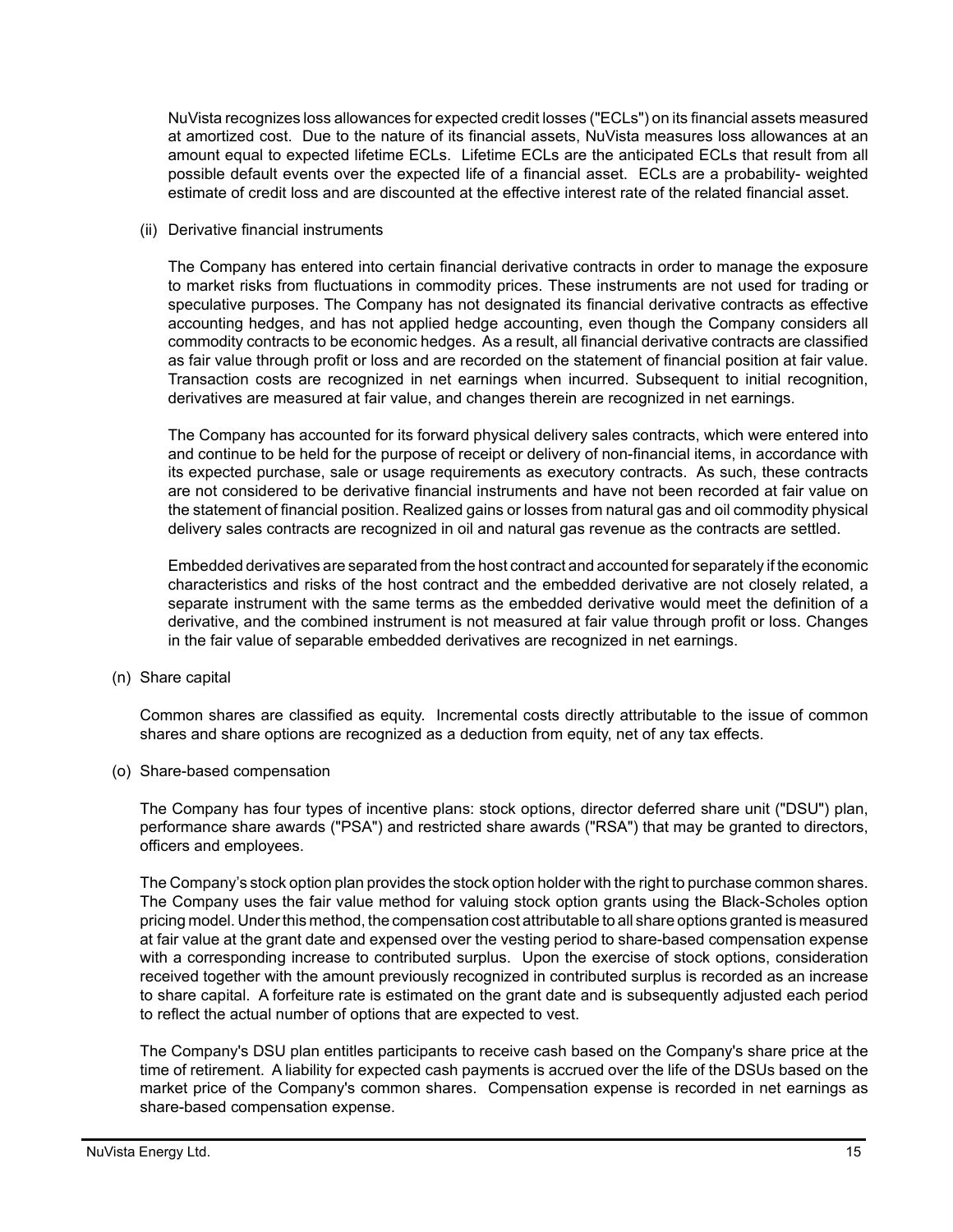NuVista recognizes loss allowances for expected credit losses ("ECLs") on its financial assets measured at amortized cost. Due to the nature of its financial assets, NuVista measures loss allowances at an amount equal to expected lifetime ECLs. Lifetime ECLs are the anticipated ECLs that result from all possible default events over the expected life of a financial asset. ECLs are a probability- weighted estimate of credit loss and are discounted at the effective interest rate of the related financial asset.

(ii) Derivative financial instruments

The Company has entered into certain financial derivative contracts in order to manage the exposure to market risks from fluctuations in commodity prices. These instruments are not used for trading or speculative purposes. The Company has not designated its financial derivative contracts as effective accounting hedges, and has not applied hedge accounting, even though the Company considers all commodity contracts to be economic hedges. As a result, all financial derivative contracts are classified as fair value through profit or loss and are recorded on the statement of financial position at fair value. Transaction costs are recognized in net earnings when incurred. Subsequent to initial recognition, derivatives are measured at fair value, and changes therein are recognized in net earnings.

The Company has accounted for its forward physical delivery sales contracts, which were entered into and continue to be held for the purpose of receipt or delivery of non-financial items, in accordance with its expected purchase, sale or usage requirements as executory contracts. As such, these contracts are not considered to be derivative financial instruments and have not been recorded at fair value on the statement of financial position. Realized gains or losses from natural gas and oil commodity physical delivery sales contracts are recognized in oil and natural gas revenue as the contracts are settled.

Embedded derivatives are separated from the host contract and accounted for separately if the economic characteristics and risks of the host contract and the embedded derivative are not closely related, a separate instrument with the same terms as the embedded derivative would meet the definition of a derivative, and the combined instrument is not measured at fair value through profit or loss. Changes in the fair value of separable embedded derivatives are recognized in net earnings.

(n) Share capital

Common shares are classified as equity. Incremental costs directly attributable to the issue of common shares and share options are recognized as a deduction from equity, net of any tax effects.

(o) Share-based compensation

The Company has four types of incentive plans: stock options, director deferred share unit ("DSU") plan, performance share awards ("PSA") and restricted share awards ("RSA") that may be granted to directors, officers and employees.

The Company's stock option plan provides the stock option holder with the right to purchase common shares. The Company uses the fair value method for valuing stock option grants using the Black-Scholes option pricing model. Under this method, the compensation cost attributable to all share options granted is measured at fair value at the grant date and expensed over the vesting period to share-based compensation expense with a corresponding increase to contributed surplus. Upon the exercise of stock options, consideration received together with the amount previously recognized in contributed surplus is recorded as an increase to share capital. A forfeiture rate is estimated on the grant date and is subsequently adjusted each period to reflect the actual number of options that are expected to vest.

The Company's DSU plan entitles participants to receive cash based on the Company's share price at the time of retirement. A liability for expected cash payments is accrued over the life of the DSUs based on the market price of the Company's common shares. Compensation expense is recorded in net earnings as share-based compensation expense.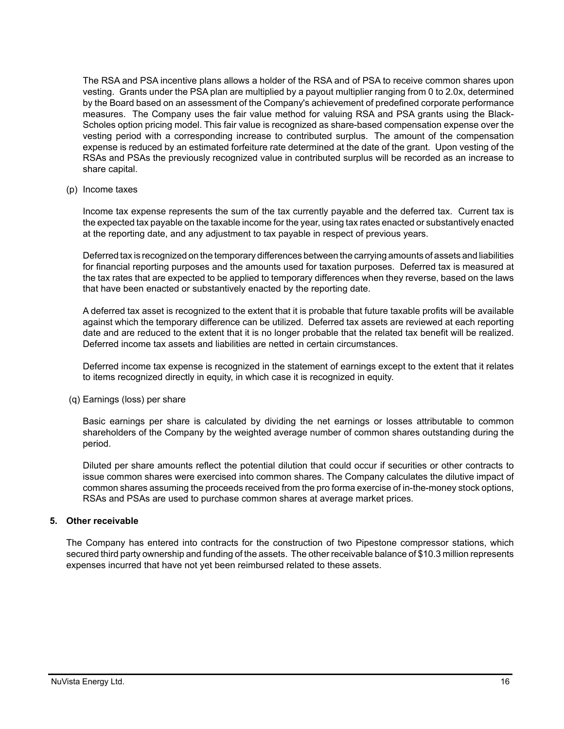The RSA and PSA incentive plans allows a holder of the RSA and of PSA to receive common shares upon vesting. Grants under the PSA plan are multiplied by a payout multiplier ranging from 0 to 2.0x, determined by the Board based on an assessment of the Company's achievement of predefined corporate performance measures. The Company uses the fair value method for valuing RSA and PSA grants using the Black-Scholes option pricing model. This fair value is recognized as share-based compensation expense over the vesting period with a corresponding increase to contributed surplus. The amount of the compensation expense is reduced by an estimated forfeiture rate determined at the date of the grant. Upon vesting of the RSAs and PSAs the previously recognized value in contributed surplus will be recorded as an increase to share capital.

(p) Income taxes

Income tax expense represents the sum of the tax currently payable and the deferred tax. Current tax is the expected tax payable on the taxable income for the year, using tax rates enacted or substantively enacted at the reporting date, and any adjustment to tax payable in respect of previous years.

Deferred tax is recognized on the temporary differences between the carrying amounts of assets and liabilities for financial reporting purposes and the amounts used for taxation purposes. Deferred tax is measured at the tax rates that are expected to be applied to temporary differences when they reverse, based on the laws that have been enacted or substantively enacted by the reporting date.

A deferred tax asset is recognized to the extent that it is probable that future taxable profits will be available against which the temporary difference can be utilized. Deferred tax assets are reviewed at each reporting date and are reduced to the extent that it is no longer probable that the related tax benefit will be realized. Deferred income tax assets and liabilities are netted in certain circumstances.

Deferred income tax expense is recognized in the statement of earnings except to the extent that it relates to items recognized directly in equity, in which case it is recognized in equity.

(q) Earnings (loss) per share

Basic earnings per share is calculated by dividing the net earnings or losses attributable to common shareholders of the Company by the weighted average number of common shares outstanding during the period.

Diluted per share amounts reflect the potential dilution that could occur if securities or other contracts to issue common shares were exercised into common shares. The Company calculates the dilutive impact of common shares assuming the proceeds received from the pro forma exercise of in-the-money stock options, RSAs and PSAs are used to purchase common shares at average market prices.

## 5. Other receivable

The Company has entered into contracts for the construction of two Pipestone compressor stations, which secured third party ownership and funding of the assets. The other receivable balance of $10.3 million represents expenses incurred that have not yet been reimbursed related to these assets.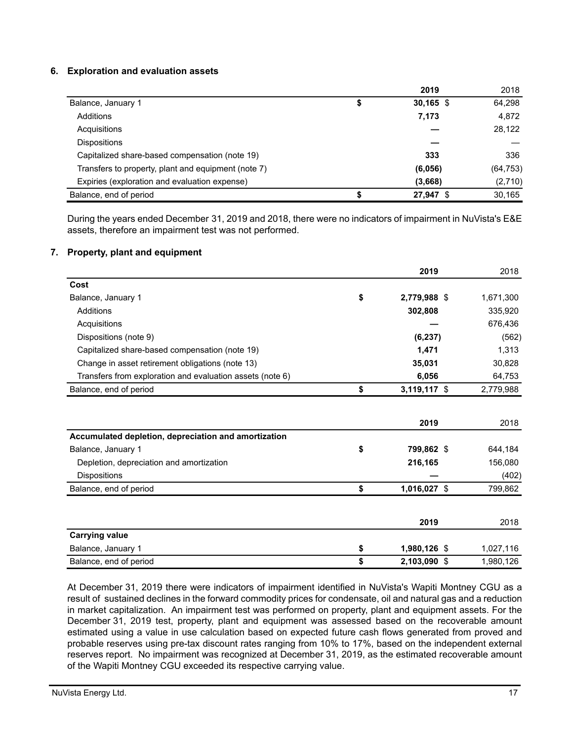### 6. Exploration and evaluation assets

| | 2019 | 2018 |
|---|---|---|
| Balance, January 1 | **$ 30,165** | $ 64,298 |
| Additions | **7,173** | 4,872 |
| Acquisitions | **—** | 28,122 |
| Dispositions | **—** | — |
| Capitalized share-based compensation (note 19) | **333** | 336 |
| Transfers to property, plant and equipment (note 7) | **(6,056)** | (64,753) |
| Expiries (exploration and evaluation expense) | **(3,668)** | (2,710) |
| Balance, end of period | **$ 27,947** | $ 30,165 |

During the years ended December 31, 2019 and 2018, there were no indicators of impairment in NuVista's E&E assets, therefore an impairment test was not performed.

### 7. Property, plant and equipment

| | 2019 | 2018 |
|---|---|---|
| **Cost** | | |
| Balance, January 1 | **$ 2,779,988** | $ 1,671,300 |
| Additions | **302,808** | 335,920 |
| Acquisitions | **—** | 676,436 |
| Dispositions (note 9) | **(6,237)** | (562) |
| Capitalized share-based compensation (note 19) | **1,471** | 1,313 |
| Change in asset retirement obligations (note 13) | **35,031** | 30,828 |
| Transfers from exploration and evaluation assets (note 6) | **6,056** | 64,753 |
| Balance, end of period | **$ 3,119,117** | $ 2,779,988 |

| | 2019 | 2018 |
|---|---|---|
| **Accumulated depletion, depreciation and amortization** | | |
| Balance, January 1 | **$ 799,862** | $ 644,184 |
| Depletion, depreciation and amortization | **216,165** | 156,080 |
| Dispositions | **—** | (402) |
| Balance, end of period | **$ 1,016,027** | $ 799,862 |

| | 2019 | 2018 |
|---|---|---|
| **Carrying value** | | |
| Balance, January 1 | **$ 1,980,126** | $ 1,027,116 |
| Balance, end of period | **$ 2,103,090** | $ 1,980,126 |

At December 31, 2019 there were indicators of impairment identified in NuVista's Wapiti Montney CGU as a result of sustained declines in the forward commodity prices for condensate, oil and natural gas and a reduction in market capitalization. An impairment test was performed on property, plant and equipment assets. For the December 31, 2019 test, property, plant and equipment was assessed based on the recoverable amount estimated using a value in use calculation based on expected future cash flows generated from proved and probable reserves using pre-tax discount rates ranging from 10% to 17%, based on the independent external reserves report. No impairment was recognized at December 31, 2019, as the estimated recoverable amount of the Wapiti Montney CGU exceeded its respective carrying value.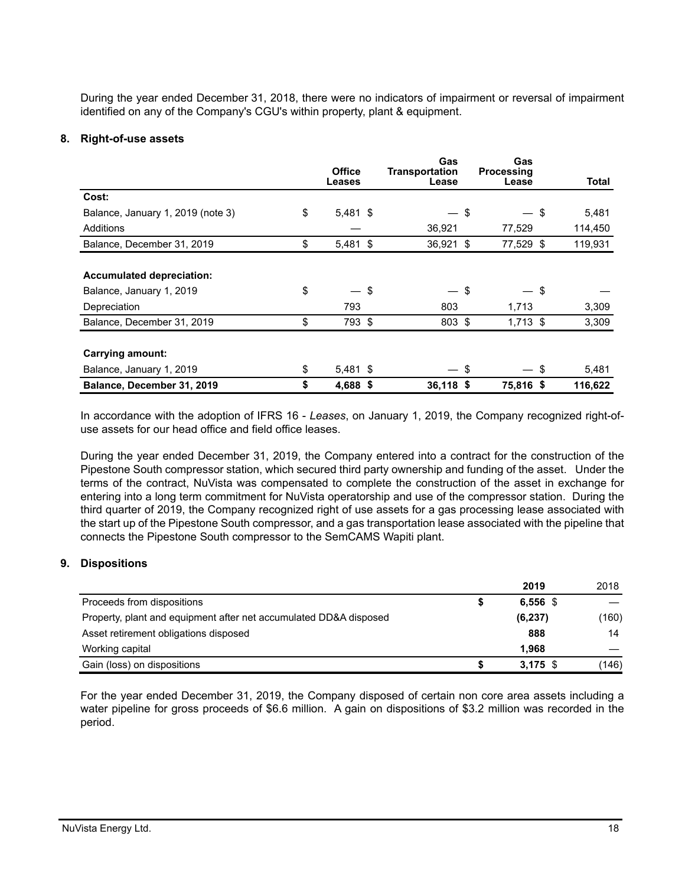During the year ended December 31, 2018, there were no indicators of impairment or reversal of impairment identified on any of the Company's CGU's within property, plant & equipment.

## 8. Right-of-use assets

| | Office Leases | Gas Transportation Lease | Gas Processing Lease | Total |
|---|---|---|---|---|
| **Cost:** | | | | |
| Balance, January 1, 2019 (note 3) | $ 5,481 | $ — | $ — | $ 5,481 |
| Additions | — | 36,921 | 77,529 | 114,450 |
| Balance, December 31, 2019 | $ 5,481 | $ 36,921 | $ 77,529 | $ 119,931 |
| **Accumulated depreciation:** | | | | |
| Balance, January 1, 2019 | $ — | $ — | $ — | $ — |
| Depreciation | 793 | 803 | 1,713 | 3,309 |
| Balance, December 31, 2019 | $ 793 | $ 803 | $ 1,713 | $ 3,309 |
| **Carrying amount:** | | | | |
| Balance, January 1, 2019 | $ 5,481 | $ — | $ — | $ 5,481 |
| **Balance, December 31, 2019** | **$ 4,688** | **$ 36,118** | **$ 75,816** | **$ 116,622** |

In accordance with the adoption of IFRS 16 - *Leases*, on January 1, 2019, the Company recognized right-of-use assets for our head office and field office leases.

During the year ended December 31, 2019, the Company entered into a contract for the construction of the Pipestone South compressor station, which secured third party ownership and funding of the asset. Under the terms of the contract, NuVista was compensated to complete the construction of the asset in exchange for entering into a long term commitment for NuVista operatorship and use of the compressor station. During the third quarter of 2019, the Company recognized right of use assets for a gas processing lease associated with the start up of the Pipestone South compressor, and a gas transportation lease associated with the pipeline that connects the Pipestone South compressor to the SemCAMS Wapiti plant.

## 9. Dispositions

| | 2019 | 2018 |
|---|---|---|
| Proceeds from dispositions | **$ 6,556** | $ — |
| Property, plant and equipment after net accumulated DD&A disposed | **(6,237)** | (160) |
| Asset retirement obligations disposed | **888** | 14 |
| Working capital | **1,968** | — |
| Gain (loss) on dispositions | **$ 3,175** | $ (146) |

For the year ended December 31, 2019, the Company disposed of certain non core area assets including a water pipeline for gross proceeds of $6.6 million. A gain on dispositions of $3.2 million was recorded in the period.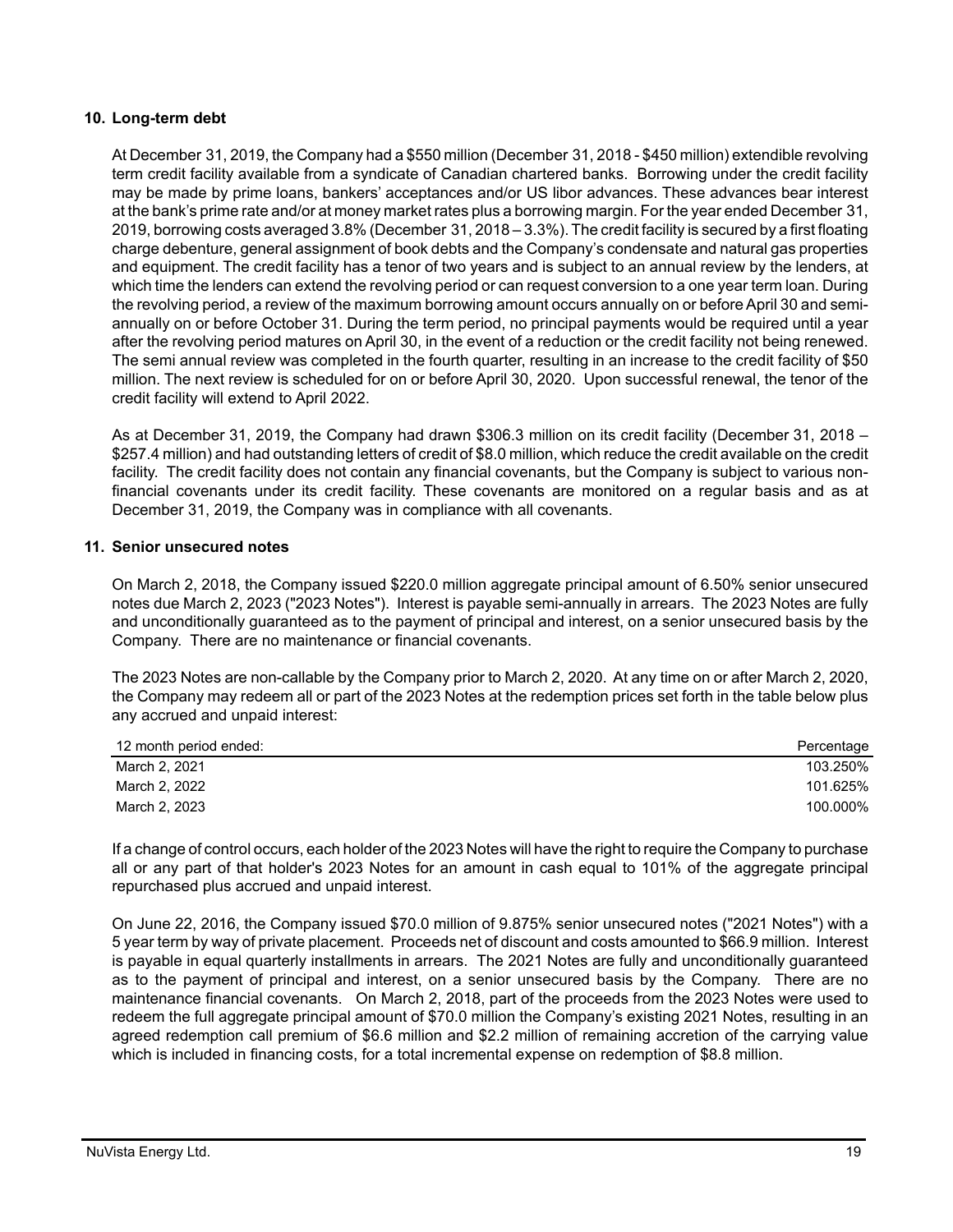## 10. Long-term debt

At December 31, 2019, the Company had a $550 million (December 31, 2018 - $450 million) extendible revolving term credit facility available from a syndicate of Canadian chartered banks. Borrowing under the credit facility may be made by prime loans, bankers' acceptances and/or US libor advances. These advances bear interest at the bank's prime rate and/or at money market rates plus a borrowing margin. For the year ended December 31, 2019, borrowing costs averaged 3.8% (December 31, 2018 – 3.3%). The credit facility is secured by a first floating charge debenture, general assignment of book debts and the Company's condensate and natural gas properties and equipment. The credit facility has a tenor of two years and is subject to an annual review by the lenders, at which time the lenders can extend the revolving period or can request conversion to a one year term loan. During the revolving period, a review of the maximum borrowing amount occurs annually on or before April 30 and semi-annually on or before October 31. During the term period, no principal payments would be required until a year after the revolving period matures on April 30, in the event of a reduction or the credit facility not being renewed. The semi annual review was completed in the fourth quarter, resulting in an increase to the credit facility of $50 million. The next review is scheduled for on or before April 30, 2020. Upon successful renewal, the tenor of the credit facility will extend to April 2022.

As at December 31, 2019, the Company had drawn $306.3 million on its credit facility (December 31, 2018 – $257.4 million) and had outstanding letters of credit of $8.0 million, which reduce the credit available on the credit facility. The credit facility does not contain any financial covenants, but the Company is subject to various non-financial covenants under its credit facility. These covenants are monitored on a regular basis and as at December 31, 2019, the Company was in compliance with all covenants.

## 11. Senior unsecured notes

On March 2, 2018, the Company issued $220.0 million aggregate principal amount of 6.50% senior unsecured notes due March 2, 2023 ("2023 Notes"). Interest is payable semi-annually in arrears. The 2023 Notes are fully and unconditionally guaranteed as to the payment of principal and interest, on a senior unsecured basis by the Company. There are no maintenance or financial covenants.

The 2023 Notes are non-callable by the Company prior to March 2, 2020. At any time on or after March 2, 2020, the Company may redeem all or part of the 2023 Notes at the redemption prices set forth in the table below plus any accrued and unpaid interest:

| 12 month period ended: | Percentage |
|---|---|
| March 2, 2021 | 103.250% |
| March 2, 2022 | 101.625% |
| March 2, 2023 | 100.000% |

If a change of control occurs, each holder of the 2023 Notes will have the right to require the Company to purchase all or any part of that holder's 2023 Notes for an amount in cash equal to 101% of the aggregate principal repurchased plus accrued and unpaid interest.

On June 22, 2016, the Company issued $70.0 million of 9.875% senior unsecured notes ("2021 Notes") with a 5 year term by way of private placement. Proceeds net of discount and costs amounted to $66.9 million. Interest is payable in equal quarterly installments in arrears. The 2021 Notes are fully and unconditionally guaranteed as to the payment of principal and interest, on a senior unsecured basis by the Company. There are no maintenance financial covenants. On March 2, 2018, part of the proceeds from the 2023 Notes were used to redeem the full aggregate principal amount of $70.0 million the Company's existing 2021 Notes, resulting in an agreed redemption call premium of $6.6 million and $2.2 million of remaining accretion of the carrying value which is included in financing costs, for a total incremental expense on redemption of $8.8 million.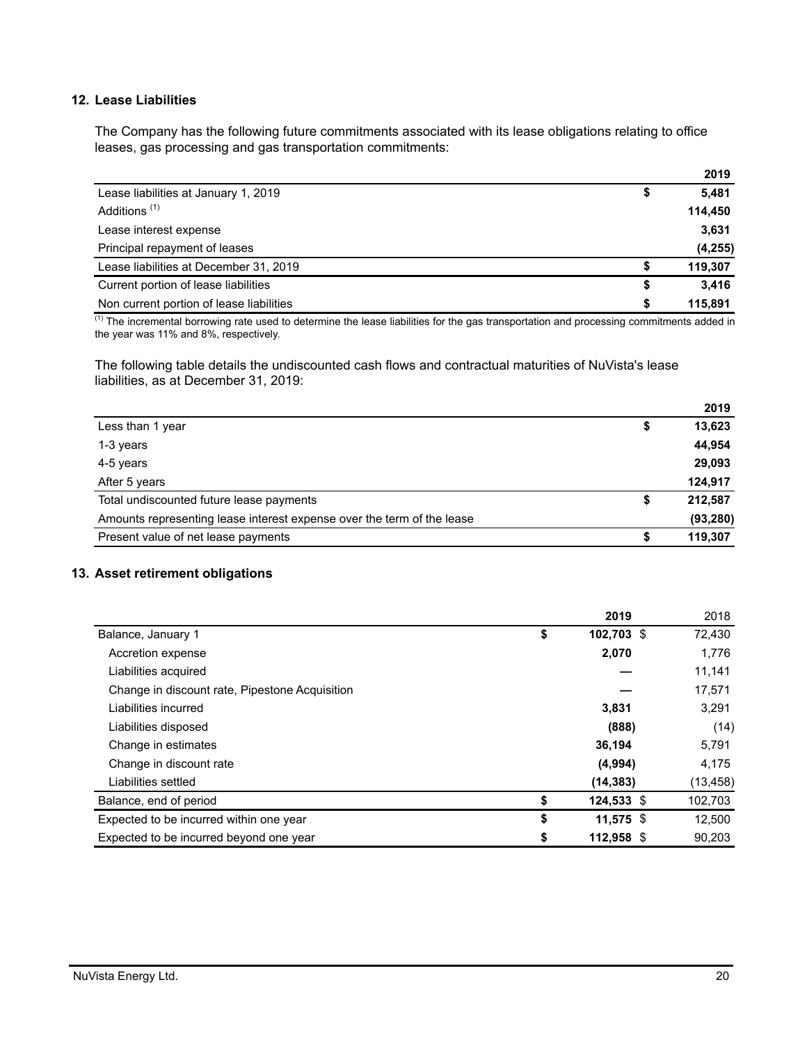## 12. Lease Liabilities

The Company has the following future commitments associated with its lease obligations relating to office leases, gas processing and gas transportation commitments:

| | | 2019 |
|---|---|---|
| Lease liabilities at January 1, 2019 | $ | 5,481 |
| Additions [(1)] | | 114,450 |
| Lease interest expense | | 3,631 |
| Principal repayment of leases | | (4,255) |
| Lease liabilities at December 31, 2019 | $ | 119,307 |
| Current portion of lease liabilities | $ | 3,416 |
| Non current portion of lease liabilities | $ | 115,891 |

[(1)] The incremental borrowing rate used to determine the lease liabilities for the gas transportation and processing commitments added in the year was 11% and 8%, respectively.

The following table details the undiscounted cash flows and contractual maturities of NuVista's lease liabilities, as at December 31, 2019:

| | | 2019 |
|---|---|---|
| Less than 1 year | $ | 13,623 |
| 1-3 years | | 44,954 |
| 4-5 years | | 29,093 |
| After 5 years | | 124,917 |
| Total undiscounted future lease payments | $ | 212,587 |
| Amounts representing lease interest expense over the term of the lease | | (93,280) |
| Present value of net lease payments | $ | 119,307 |

## 13. Asset retirement obligations

| | | 2019 | | 2018 |
|---|---|---|---|---|
| Balance, January 1 | $ | 102,703 | $ | 72,430 |
| Accretion expense | | 2,070 | | 1,776 |
| Liabilities acquired | | — | | 11,141 |
| Change in discount rate, Pipestone Acquisition | | — | | 17,571 |
| Liabilities incurred | | 3,831 | | 3,291 |
| Liabilities disposed | | (888) | | (14) |
| Change in estimates | | 36,194 | | 5,791 |
| Change in discount rate | | (4,994) | | 4,175 |
| Liabilities settled | | (14,383) | | (13,458) |
| Balance, end of period | $ | 124,533 | $ | 102,703 |
| Expected to be incurred within one year | $ | 11,575 | $ | 12,500 |
| Expected to be incurred beyond one year | $ | 112,958 | $ | 90,203 |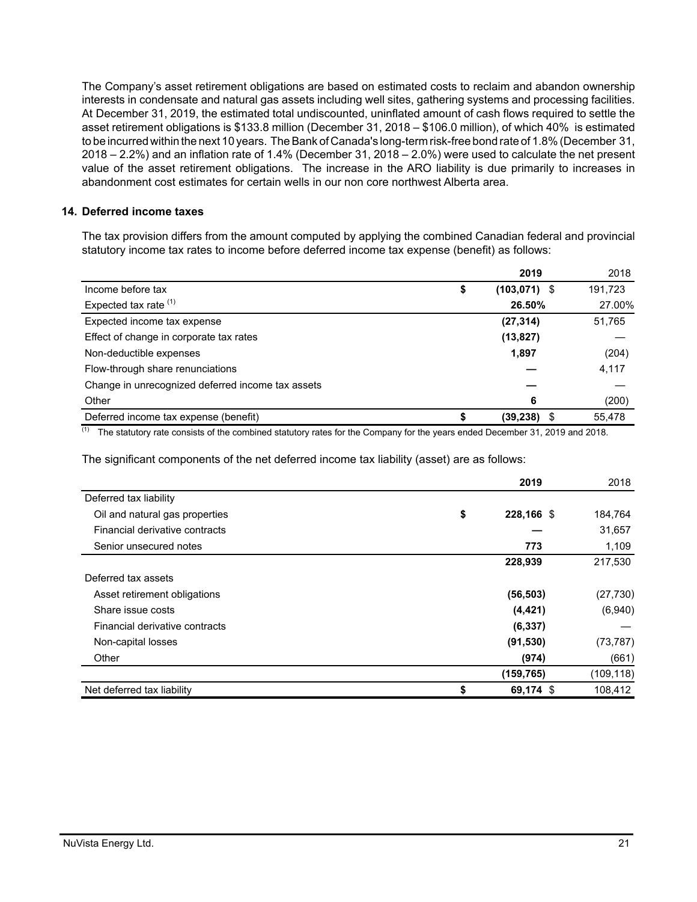The Company's asset retirement obligations are based on estimated costs to reclaim and abandon ownership interests in condensate and natural gas assets including well sites, gathering systems and processing facilities. At December 31, 2019, the estimated total undiscounted, uninflated amount of cash flows required to settle the asset retirement obligations is $133.8 million (December 31, 2018 – $106.0 million), of which 40% is estimated to be incurred within the next 10 years. The Bank of Canada's long-term risk-free bond rate of 1.8% (December 31, 2018 – 2.2%) and an inflation rate of 1.4% (December 31, 2018 – 2.0%) were used to calculate the net present value of the asset retirement obligations. The increase in the ARO liability is due primarily to increases in abandonment cost estimates for certain wells in our non core northwest Alberta area.

## 14. Deferred income taxes

The tax provision differs from the amount computed by applying the combined Canadian federal and provincial statutory income tax rates to income before deferred income tax expense (benefit) as follows:

| | | 2019 | 2018 |
|---|---|---|---|
| Income before tax | $ | **(103,071)** | $ 191,723 |
| Expected tax rate [(1)] | | **26.50%** | 27.00% |
| Expected income tax expense | | **(27,314)** | 51,765 |
| Effect of change in corporate tax rates | | **(13,827)** | — |
| Non-deductible expenses | | **1,897** | (204) |
| Flow-through share renunciations | | **—** | 4,117 |
| Change in unrecognized deferred income tax assets | | **—** | — |
| Other | | **6** | (200) |
| Deferred income tax expense (benefit) | $ | **(39,238)** | $ 55,478 |

(1) The statutory rate consists of the combined statutory rates for the Company for the years ended December 31, 2019 and 2018.

The significant components of the net deferred income tax liability (asset) are as follows:

| | | 2019 | 2018 |
|---|---|---|---|
| Deferred tax liability | | | |
| Oil and natural gas properties | $ | **228,166** | $ 184,764 |
| Financial derivative contracts | | **—** | 31,657 |
| Senior unsecured notes | | **773** | 1,109 |
| | | **228,939** | 217,530 |
| Deferred tax assets | | | |
| Asset retirement obligations | | **(56,503)** | (27,730) |
| Share issue costs | | **(4,421)** | (6,940) |
| Financial derivative contracts | | **(6,337)** | — |
| Non-capital losses | | **(91,530)** | (73,787) |
| Other | | **(974)** | (661) |
| | | **(159,765)** | (109,118) |
| Net deferred tax liability | $ | **69,174** | $ 108,412 |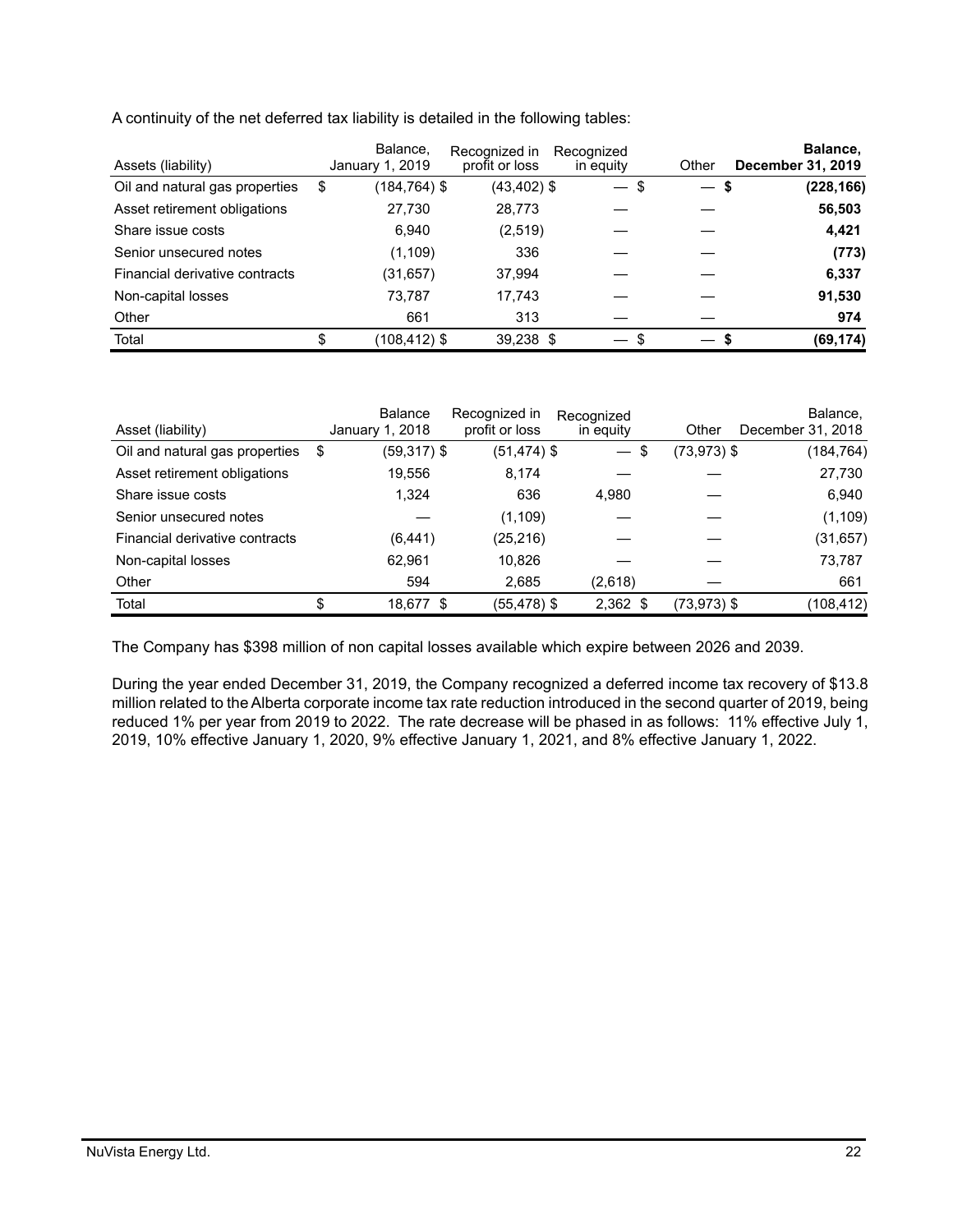A continuity of the net deferred tax liability is detailed in the following tables:

| Assets (liability) | Balance, January 1, 2019 | Recognized in profit or loss | Recognized in equity | Other | **Balance, December 31, 2019** |
|---|---|---|---|---|---|
| Oil and natural gas properties | $ (184,764) | $ (43,402) | $ — | $ — | **$ (228,166)** |
| Asset retirement obligations | 27,730 | 28,773 | — | — | **56,503** |
| Share issue costs | 6,940 | (2,519) | — | — | **4,421** |
| Senior unsecured notes | (1,109) | 336 | — | — | **(773)** |
| Financial derivative contracts | (31,657) | 37,994 | — | — | **6,337** |
| Non-capital losses | 73,787 | 17,743 | — | — | **91,530** |
| Other | 661 | 313 | — | — | **974** |
| Total | $ (108,412) | $ 39,238 | $ — | $ — | **$ (69,174)** |

| Asset (liability) | Balance January 1, 2018 | Recognized in profit or loss | Recognized in equity | Other | Balance, December 31, 2018 |
|---|---|---|---|---|---|
| Oil and natural gas properties | $ (59,317) | $ (51,474) | $ — | $ (73,973) | $ (184,764) |
| Asset retirement obligations | 19,556 | 8,174 | — | — | 27,730 |
| Share issue costs | 1,324 | 636 | 4,980 | — | 6,940 |
| Senior unsecured notes | — | (1,109) | — | — | (1,109) |
| Financial derivative contracts | (6,441) | (25,216) | — | — | (31,657) |
| Non-capital losses | 62,961 | 10,826 | — | — | 73,787 |
| Other | 594 | 2,685 | (2,618) | — | 661 |
| Total | $ 18,677 | $ (55,478) | $ 2,362 | $ (73,973) | $ (108,412) |

The Company has $398 million of non capital losses available which expire between 2026 and 2039.

During the year ended December 31, 2019, the Company recognized a deferred income tax recovery of $13.8 million related to the Alberta corporate income tax rate reduction introduced in the second quarter of 2019, being reduced 1% per year from 2019 to 2022. The rate decrease will be phased in as follows: 11% effective July 1, 2019, 10% effective January 1, 2020, 9% effective January 1, 2021, and 8% effective January 1, 2022.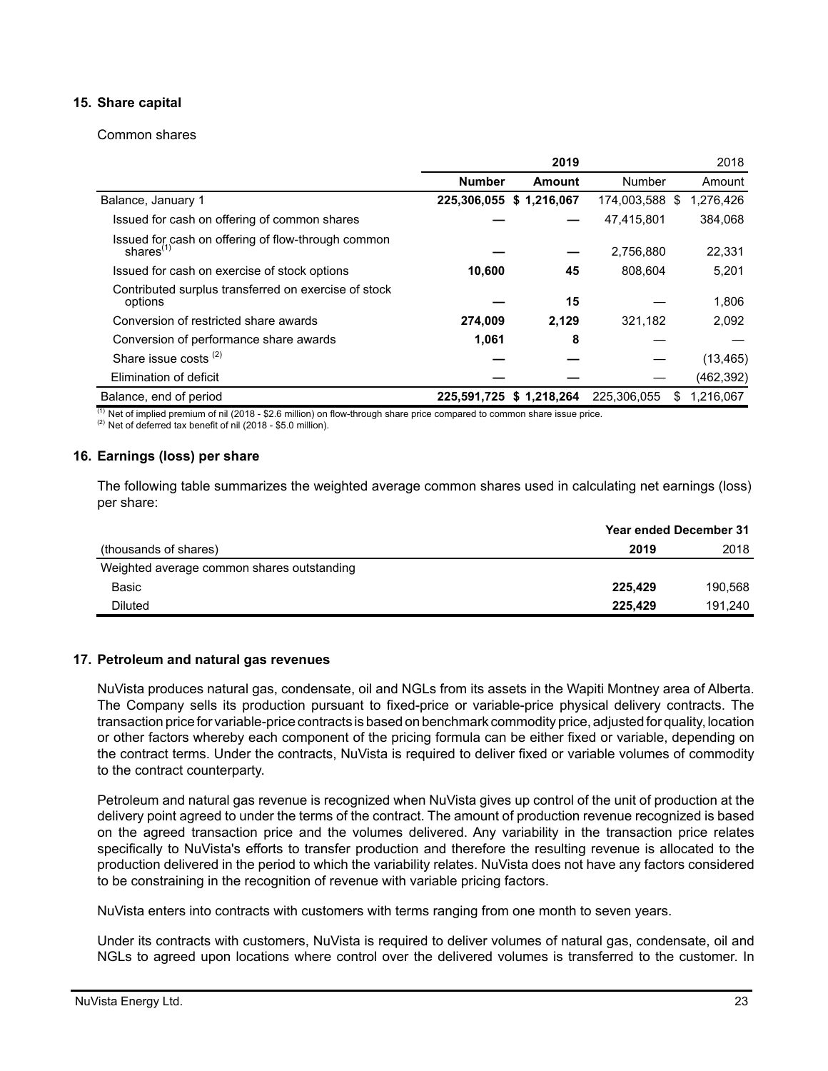## 15. Share capital

Common shares

| | 2019 | | 2018 | |
|---|---|---|---|---|
| | **Number** | **Amount** | Number | Amount |
| Balance, January 1 | **225,306,055** | **$ 1,216,067** | 174,003,588 | $ 1,276,426 |
| Issued for cash on offering of common shares | **—** | **—** | 47,415,801 | 384,068 |
| Issued for cash on offering of flow-through common shares[(1)] | **—** | **—** | 2,756,880 | 22,331 |
| Issued for cash on exercise of stock options | **10,600** | **45** | 808,604 | 5,201 |
| Contributed surplus transferred on exercise of stock options | **—** | **15** | — | 1,806 |
| Conversion of restricted share awards | **274,009** | **2,129** | 321,182 | 2,092 |
| Conversion of performance share awards | **1,061** | **8** | — | — |
| Share issue costs [(2)] | **—** | **—** | — | (13,465) |
| Elimination of deficit | **—** | **—** | — | (462,392) |
| Balance, end of period | **225,591,725** | **$ 1,218,264** | 225,306,055 | $ 1,216,067 |

(1) Net of implied premium of nil (2018 - $2.6 million) on flow-through share price compared to common share issue price.
(2) Net of deferred tax benefit of nil (2018 - $5.0 million).

## 16. Earnings (loss) per share

The following table summarizes the weighted average common shares used in calculating net earnings (loss) per share:

| | Year ended December 31 | |
|---|---|---|
| (thousands of shares) | **2019** | 2018 |
| Weighted average common shares outstanding | | |
| Basic | **225,429** | 190,568 |
| Diluted | **225,429** | 191,240 |

## 17. Petroleum and natural gas revenues

NuVista produces natural gas, condensate, oil and NGLs from its assets in the Wapiti Montney area of Alberta. The Company sells its production pursuant to fixed-price or variable-price physical delivery contracts. The transaction price for variable-price contracts is based on benchmark commodity price, adjusted for quality, location or other factors whereby each component of the pricing formula can be either fixed or variable, depending on the contract terms. Under the contracts, NuVista is required to deliver fixed or variable volumes of commodity to the contract counterparty.

Petroleum and natural gas revenue is recognized when NuVista gives up control of the unit of production at the delivery point agreed to under the terms of the contract. The amount of production revenue recognized is based on the agreed transaction price and the volumes delivered. Any variability in the transaction price relates specifically to NuVista's efforts to transfer production and therefore the resulting revenue is allocated to the production delivered in the period to which the variability relates. NuVista does not have any factors considered to be constraining in the recognition of revenue with variable pricing factors.

NuVista enters into contracts with customers with terms ranging from one month to seven years.

Under its contracts with customers, NuVista is required to deliver volumes of natural gas, condensate, oil and NGLs to agreed upon locations where control over the delivered volumes is transferred to the customer. In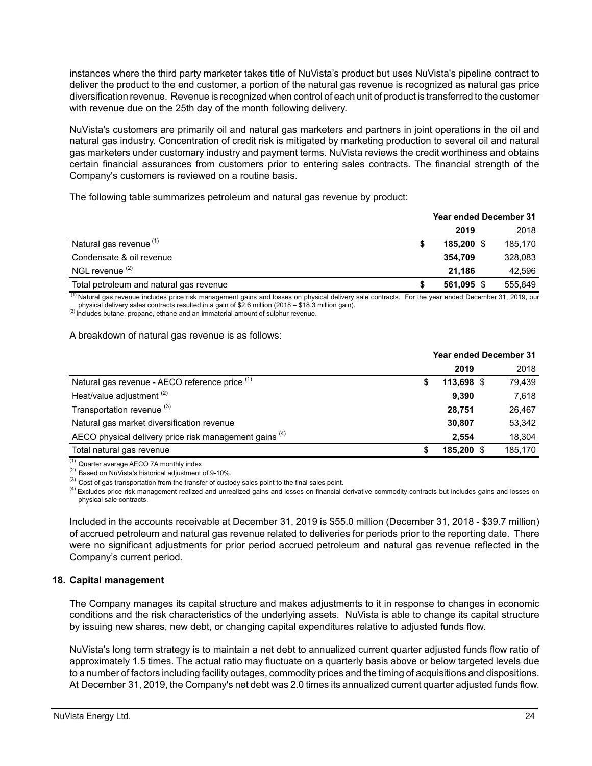instances where the third party marketer takes title of NuVista's product but uses NuVista's pipeline contract to deliver the product to the end customer, a portion of the natural gas revenue is recognized as natural gas price diversification revenue. Revenue is recognized when control of each unit of product is transferred to the customer with revenue due on the 25th day of the month following delivery.

NuVista's customers are primarily oil and natural gas marketers and partners in joint operations in the oil and natural gas industry. Concentration of credit risk is mitigated by marketing production to several oil and natural gas marketers under customary industry and payment terms. NuVista reviews the credit worthiness and obtains certain financial assurances from customers prior to entering sales contracts. The financial strength of the Company's customers is reviewed on a routine basis.

The following table summarizes petroleum and natural gas revenue by product:

| | Year ended December 31 | |
|---|---|---|
| | **2019** | 2018 |
| Natural gas revenue [(1)] | **$ 185,200** | $ 185,170 |
| Condensate & oil revenue | **354,709** | 328,083 |
| NGL revenue [(2)] | **21,186** | 42,596 |
| Total petroleum and natural gas revenue | **$ 561,095** | $ 555,849 |

(1) Natural gas revenue includes price risk management gains and losses on physical delivery sale contracts. For the year ended December 31, 2019, our physical delivery sales contracts resulted in a gain of $2.6 million (2018 – $18.3 million gain).
(2) Includes butane, propane, ethane and an immaterial amount of sulphur revenue.

A breakdown of natural gas revenue is as follows:

| | Year ended December 31 | |
|---|---|---|
| | **2019** | 2018 |
| Natural gas revenue - AECO reference price [(1)] | **$ 113,698** | $ 79,439 |
| Heat/value adjustment [(2)] | **9,390** | 7,618 |
| Transportation revenue [(3)] | **28,751** | 26,467 |
| Natural gas market diversification revenue | **30,807** | 53,342 |
| AECO physical delivery price risk management gains [(4)] | **2,554** | 18,304 |
| Total natural gas revenue | **$ 185,200** | $ 185,170 |

(1) Quarter average AECO 7A monthly index.
(2) Based on NuVista's historical adjustment of 9-10%.
(3) Cost of gas transportation from the transfer of custody sales point to the final sales point.
(4) Excludes price risk management realized and unrealized gains and losses on financial derivative commodity contracts but includes gains and losses on physical sale contracts.

Included in the accounts receivable at December 31, 2019 is $55.0 million (December 31, 2018 - $39.7 million) of accrued petroleum and natural gas revenue related to deliveries for periods prior to the reporting date. There were no significant adjustments for prior period accrued petroleum and natural gas revenue reflected in the Company's current period.

## 18. Capital management

The Company manages its capital structure and makes adjustments to it in response to changes in economic conditions and the risk characteristics of the underlying assets. NuVista is able to change its capital structure by issuing new shares, new debt, or changing capital expenditures relative to adjusted funds flow.

NuVista's long term strategy is to maintain a net debt to annualized current quarter adjusted funds flow ratio of approximately 1.5 times. The actual ratio may fluctuate on a quarterly basis above or below targeted levels due to a number of factors including facility outages, commodity prices and the timing of acquisitions and dispositions. At December 31, 2019, the Company's net debt was 2.0 times its annualized current quarter adjusted funds flow.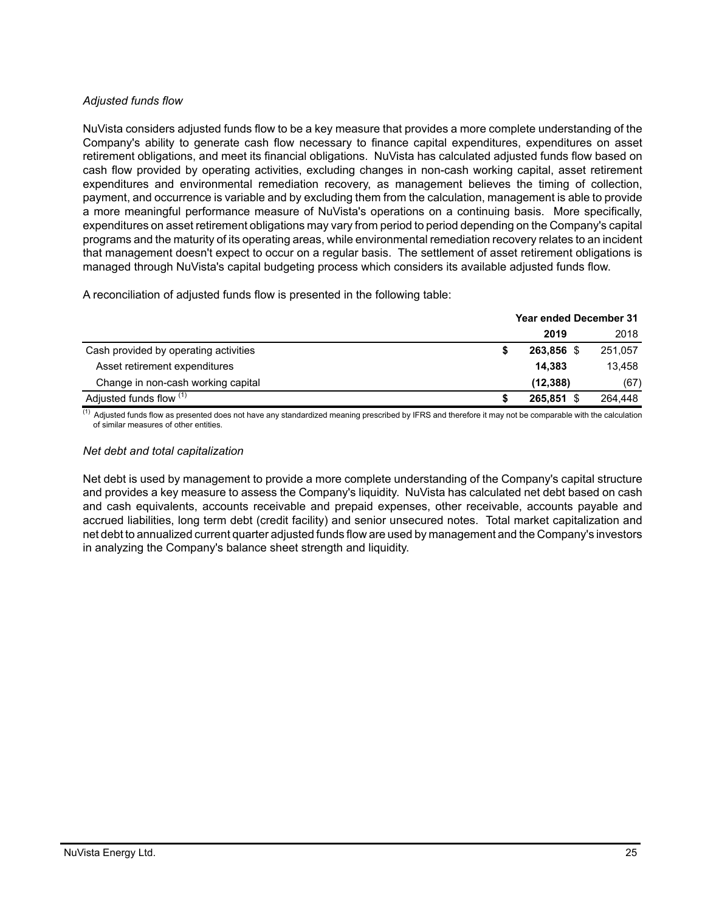*Adjusted funds flow*

NuVista considers adjusted funds flow to be a key measure that provides a more complete understanding of the Company's ability to generate cash flow necessary to finance capital expenditures, expenditures on asset retirement obligations, and meet its financial obligations. NuVista has calculated adjusted funds flow based on cash flow provided by operating activities, excluding changes in non-cash working capital, asset retirement expenditures and environmental remediation recovery, as management believes the timing of collection, payment, and occurrence is variable and by excluding them from the calculation, management is able to provide a more meaningful performance measure of NuVista's operations on a continuing basis. More specifically, expenditures on asset retirement obligations may vary from period to period depending on the Company's capital programs and the maturity of its operating areas, while environmental remediation recovery relates to an incident that management doesn't expect to occur on a regular basis. The settlement of asset retirement obligations is managed through NuVista's capital budgeting process which considers its available adjusted funds flow.

A reconciliation of adjusted funds flow is presented in the following table:

| | Year ended December 31 | |
|---|---|---|
| | **2019** | 2018 |
| Cash provided by operating activities | **$ 263,856** | $ 251,057 |
| Asset retirement expenditures | **14,383** | 13,458 |
| Change in non-cash working capital | **(12,388)** | (67) |
| Adjusted funds flow [(1)] | **$ 265,851** | $ 264,448 |

[(1)] Adjusted funds flow as presented does not have any standardized meaning prescribed by IFRS and therefore it may not be comparable with the calculation of similar measures of other entities.

*Net debt and total capitalization*

Net debt is used by management to provide a more complete understanding of the Company's capital structure and provides a key measure to assess the Company's liquidity. NuVista has calculated net debt based on cash and cash equivalents, accounts receivable and prepaid expenses, other receivable, accounts payable and accrued liabilities, long term debt (credit facility) and senior unsecured notes. Total market capitalization and net debt to annualized current quarter adjusted funds flow are used by management and the Company's investors in analyzing the Company's balance sheet strength and liquidity.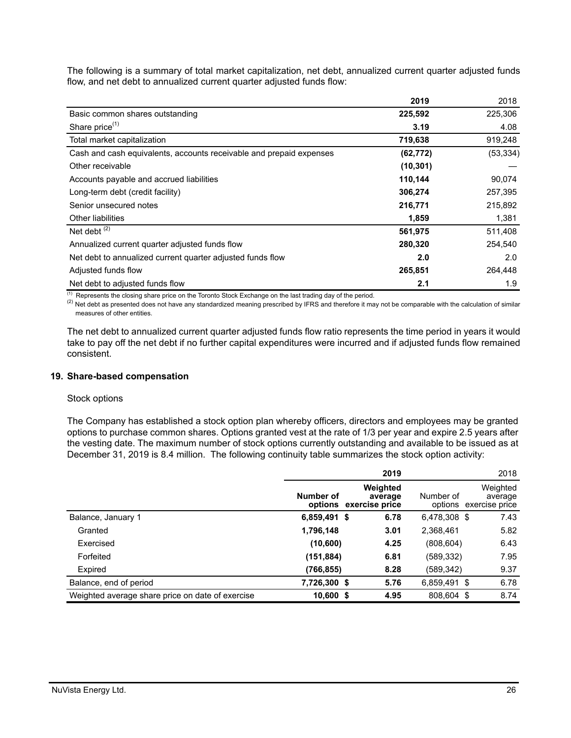The following is a summary of total market capitalization, net debt, annualized current quarter adjusted funds flow, and net debt to annualized current quarter adjusted funds flow:

| | **2019** | 2018 |
|---|---|---|
| Basic common shares outstanding | **225,592** | 225,306 |
| Share price[(1)] | **3.19** | 4.08 |
| Total market capitalization | **719,638** | 919,248 |
| Cash and cash equivalents, accounts receivable and prepaid expenses | **(62,772)** | (53,334) |
| Other receivable | **(10,301)** | — |
| Accounts payable and accrued liabilities | **110,144** | 90,074 |
| Long-term debt (credit facility) | **306,274** | 257,395 |
| Senior unsecured notes | **216,771** | 215,892 |
| Other liabilities | **1,859** | 1,381 |
| Net debt [(2)] | **561,975** | 511,408 |
| Annualized current quarter adjusted funds flow | **280,320** | 254,540 |
| Net debt to annualized current quarter adjusted funds flow | **2.0** | 2.0 |
| Adjusted funds flow | **265,851** | 264,448 |
| Net debt to adjusted funds flow | **2.1** | 1.9 |

(1) Represents the closing share price on the Toronto Stock Exchange on the last trading day of the period.

(2) Net debt as presented does not have any standardized meaning prescribed by IFRS and therefore it may not be comparable with the calculation of similar measures of other entities.

The net debt to annualized current quarter adjusted funds flow ratio represents the time period in years it would take to pay off the net debt if no further capital expenditures were incurred and if adjusted funds flow remained consistent.

## 19. Share-based compensation

Stock options

The Company has established a stock option plan whereby officers, directors and employees may be granted options to purchase common shares. Options granted vest at the rate of 1/3 per year and expire 2.5 years after the vesting date. The maximum number of stock options currently outstanding and available to be issued as at December 31, 2019 is 8.4 million. The following continuity table summarizes the stock option activity:

| | **2019** | | 2018 | |
|---|---|---|---|---|
| | **Number of options** | **Weighted average exercise price** | Number of options | Weighted average exercise price |
| Balance, January 1 | **6,859,491** | **$ 6.78** | 6,478,308 | $ 7.43 |
| Granted | **1,796,148** | **3.01** | 2,368,461 | 5.82 |
| Exercised | **(10,600)** | **4.25** | (808,604) | 6.43 |
| Forfeited | **(151,884)** | **6.81** | (589,332) | 7.95 |
| Expired | **(766,855)** | **8.28** | (589,342) | 9.37 |
| Balance, end of period | **7,726,300** | **$ 5.76** | 6,859,491 | $ 6.78 |
| Weighted average share price on date of exercise | **10,600** | **$ 4.95** | 808,604 | $ 8.74 |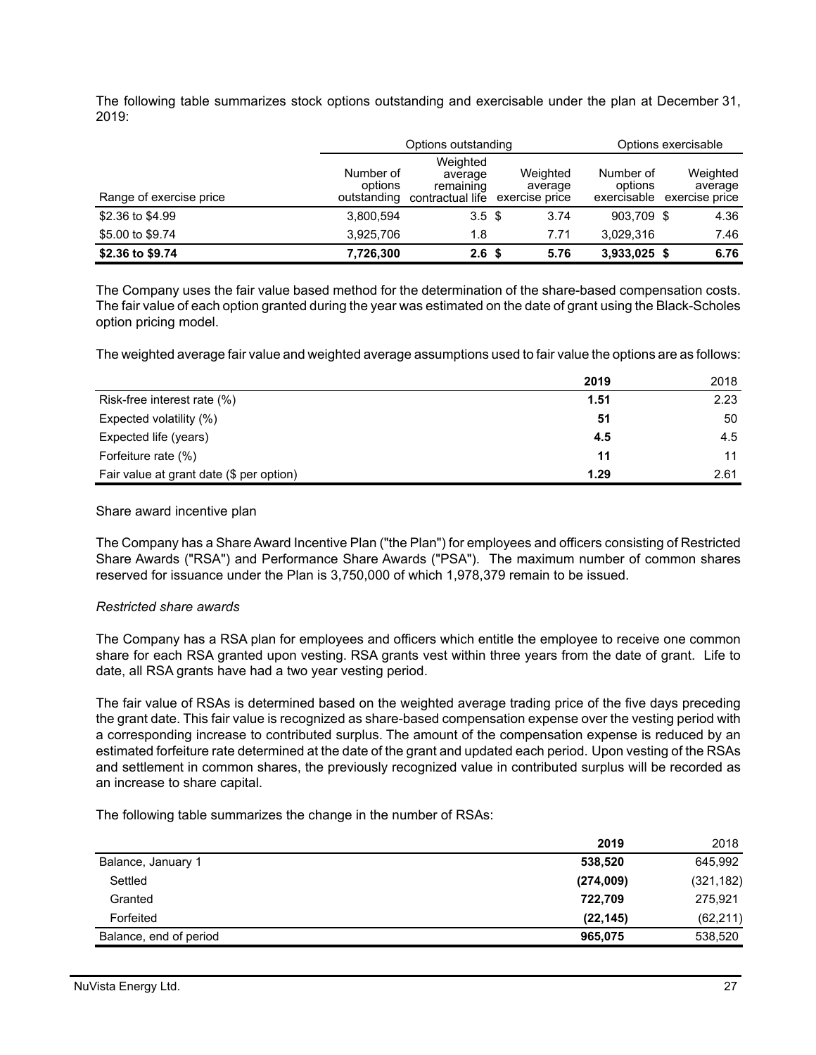The following table summarizes stock options outstanding and exercisable under the plan at December 31, 2019:

| | Options outstanding | | | Options exercisable | |
|---|---|---|---|---|---|
| Range of exercise price | Number of options outstanding | Weighted average remaining contractual life | Weighted average exercise price | Number of options exercisable | Weighted average exercise price |
| $2.36 to $4.99 | 3,800,594 | 3.5 | $ 3.74 | 903,709 | $ 4.36 |
| $5.00 to $9.74 | 3,925,706 | 1.8 | 7.71 | 3,029,316 | 7.46 |
| **$2.36 to $9.74** | **7,726,300** | **2.6** | **$ 5.76** | **3,933,025** | **$ 6.76** |

The Company uses the fair value based method for the determination of the share-based compensation costs. The fair value of each option granted during the year was estimated on the date of grant using the Black-Scholes option pricing model.

The weighted average fair value and weighted average assumptions used to fair value the options are as follows:

| | **2019** | 2018 |
|---|---|---|
| Risk-free interest rate (%) | **1.51** | 2.23 |
| Expected volatility (%) | **51** | 50 |
| Expected life (years) | **4.5** | 4.5 |
| Forfeiture rate (%) | **11** | 11 |
| Fair value at grant date ($ per option) | **1.29** | 2.61 |

Share award incentive plan

The Company has a Share Award Incentive Plan ("the Plan") for employees and officers consisting of Restricted Share Awards ("RSA") and Performance Share Awards ("PSA"). The maximum number of common shares reserved for issuance under the Plan is 3,750,000 of which 1,978,379 remain to be issued.

*Restricted share awards*

The Company has a RSA plan for employees and officers which entitle the employee to receive one common share for each RSA granted upon vesting. RSA grants vest within three years from the date of grant. Life to date, all RSA grants have had a two year vesting period.

The fair value of RSAs is determined based on the weighted average trading price of the five days preceding the grant date. This fair value is recognized as share-based compensation expense over the vesting period with a corresponding increase to contributed surplus. The amount of the compensation expense is reduced by an estimated forfeiture rate determined at the date of the grant and updated each period. Upon vesting of the RSAs and settlement in common shares, the previously recognized value in contributed surplus will be recorded as an increase to share capital.

The following table summarizes the change in the number of RSAs:

| | **2019** | 2018 |
|---|---|---|
| Balance, January 1 | **538,520** | 645,992 |
| Settled | **(274,009)** | (321,182) |
| Granted | **722,709** | 275,921 |
| Forfeited | **(22,145)** | (62,211) |
| Balance, end of period | **965,075** | 538,520 |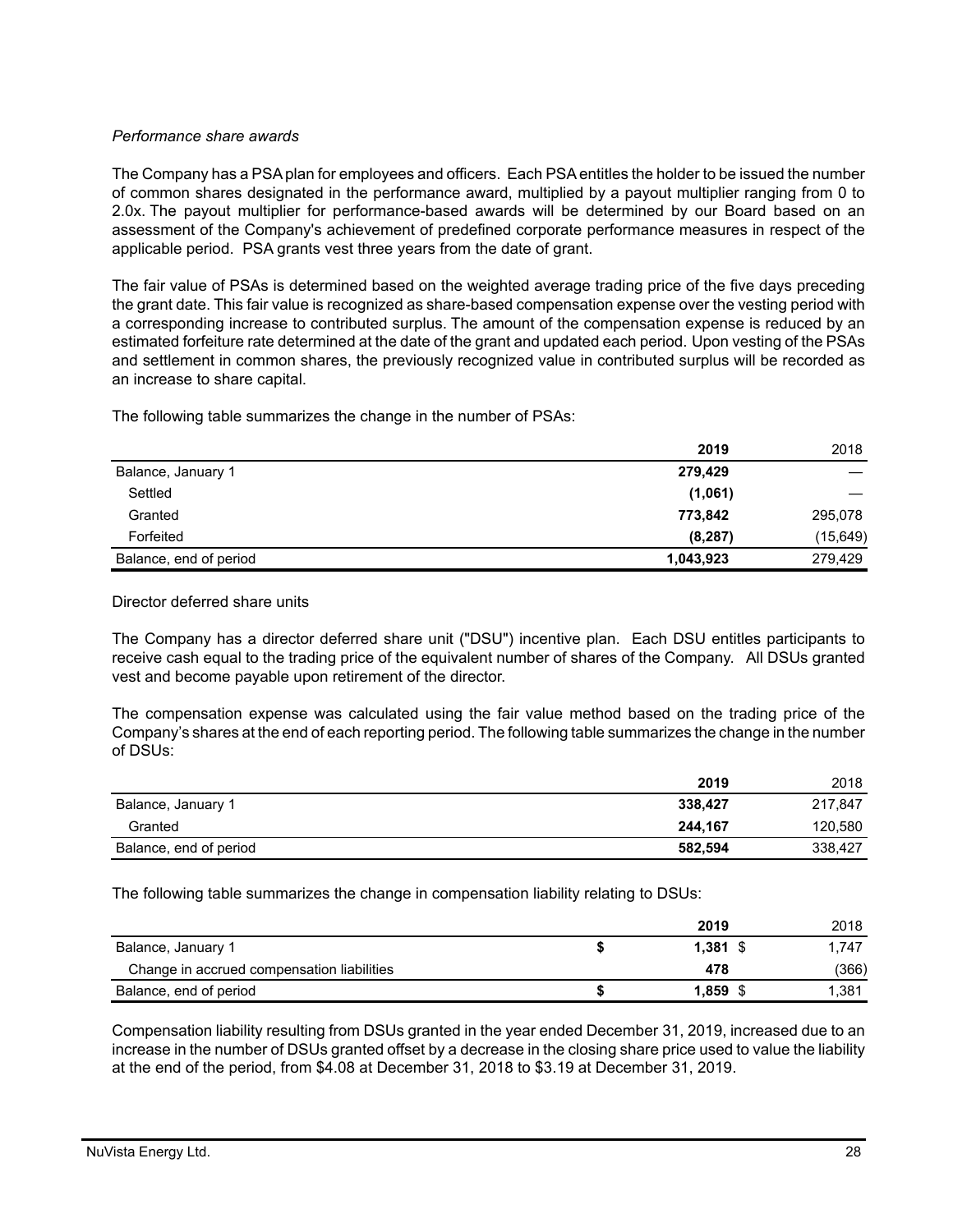*Performance share awards*

The Company has a PSA plan for employees and officers. Each PSA entitles the holder to be issued the number of common shares designated in the performance award, multiplied by a payout multiplier ranging from 0 to 2.0x. The payout multiplier for performance-based awards will be determined by our Board based on an assessment of the Company's achievement of predefined corporate performance measures in respect of the applicable period. PSA grants vest three years from the date of grant.

The fair value of PSAs is determined based on the weighted average trading price of the five days preceding the grant date. This fair value is recognized as share-based compensation expense over the vesting period with a corresponding increase to contributed surplus. The amount of the compensation expense is reduced by an estimated forfeiture rate determined at the date of the grant and updated each period. Upon vesting of the PSAs and settlement in common shares, the previously recognized value in contributed surplus will be recorded as an increase to share capital.

The following table summarizes the change in the number of PSAs:

| | **2019** | 2018 |
|---|---|---|
| Balance, January 1 | **279,429** | — |
| Settled | **(1,061)** | — |
| Granted | **773,842** | 295,078 |
| Forfeited | **(8,287)** | (15,649) |
| Balance, end of period | **1,043,923** | 279,429 |

Director deferred share units

The Company has a director deferred share unit ("DSU") incentive plan. Each DSU entitles participants to receive cash equal to the trading price of the equivalent number of shares of the Company. All DSUs granted vest and become payable upon retirement of the director.

The compensation expense was calculated using the fair value method based on the trading price of the Company's shares at the end of each reporting period. The following table summarizes the change in the number of DSUs:

| | **2019** | 2018 |
|---|---|---|
| Balance, January 1 | **338,427** | 217,847 |
| Granted | **244,167** | 120,580 |
| Balance, end of period | **582,594** | 338,427 |

The following table summarizes the change in compensation liability relating to DSUs:

| | **2019** | 2018 |
|---|---|---|
| Balance, January 1 | **$ 1,381** | $ 1,747 |
| Change in accrued compensation liabilities | **478** | (366) |
| Balance, end of period | **$ 1,859** | $ 1,381 |

Compensation liability resulting from DSUs granted in the year ended December 31, 2019, increased due to an increase in the number of DSUs granted offset by a decrease in the closing share price used to value the liability at the end of the period, from $4.08 at December 31, 2018 to $3.19 at December 31, 2019.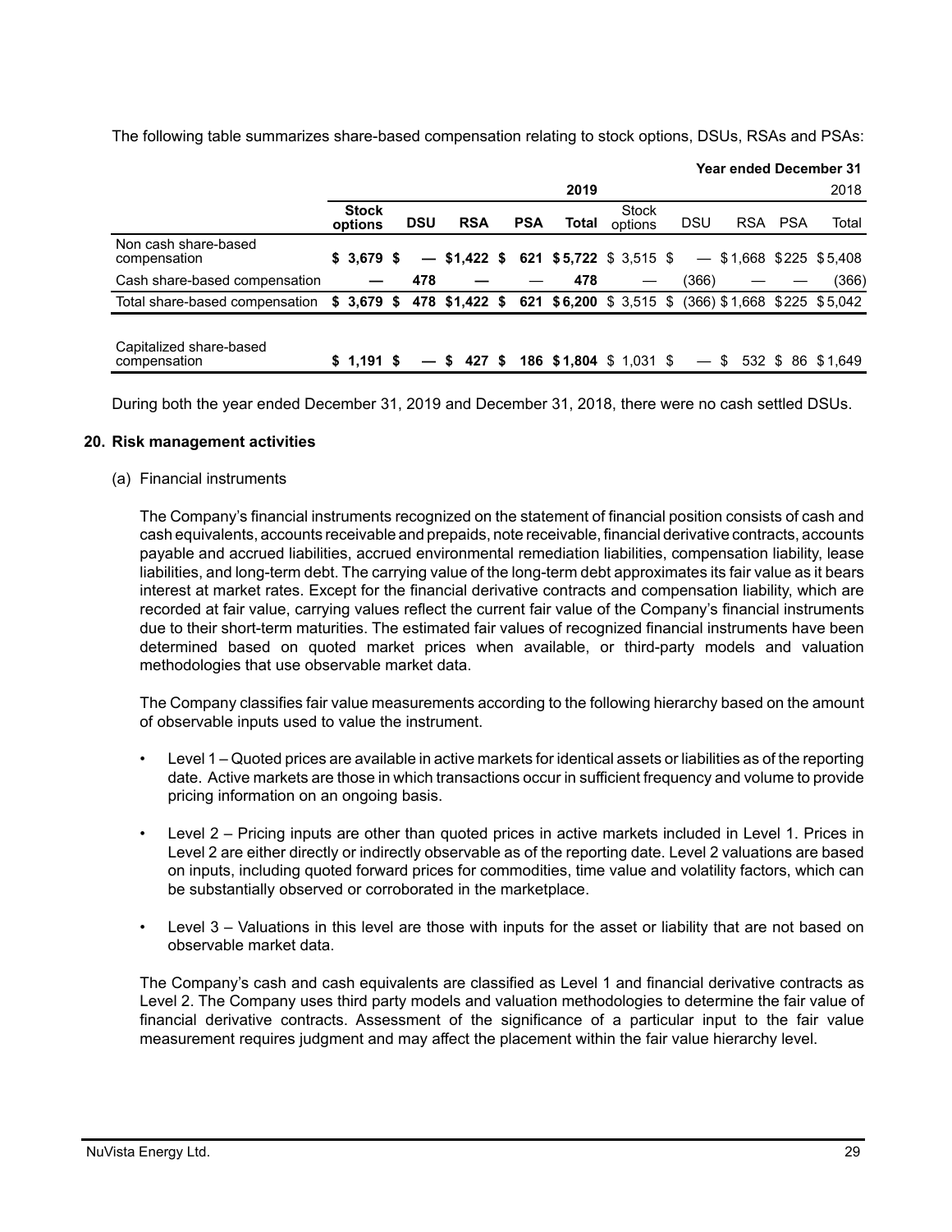The following table summarizes share-based compensation relating to stock options, DSUs, RSAs and PSAs:

| | Year ended December 31 | | | | | | | | | |
|---|---|---|---|---|---|---|---|---|---|---|
| | 2019 | | | | | 2018 | | | | |
| | **Stock options** | **DSU** | **RSA** | **PSA** | **Total** | Stock options | DSU | RSA | PSA | Total |
| Non cash share-based compensation | **$ 3,679** | **$ —** | **$1,422** | **$ 621** | **$ 5,722** | $ 3,515 | $ — | $ 1,668 | $225 | $ 5,408 |
| Cash share-based compensation | **—** | **478** | **—** | **—** | **478** | — | (366) | — | — | (366) |
| Total share-based compensation | **$ 3,679** | **$ 478** | **$1,422** | **$ 621** | **$ 6,200** | $ 3,515 | $ (366) | $ 1,668 | $225 | $ 5,042 |
| Capitalized share-based compensation | **$ 1,191** | **$ —** | **$ 427** | **$ 186** | **$ 1,804** | $ 1,031 | $ — | $ 532 | $ 86 | $ 1,649 |

During both the year ended December 31, 2019 and December 31, 2018, there were no cash settled DSUs.

## 20. Risk management activities

(a) Financial instruments

The Company's financial instruments recognized on the statement of financial position consists of cash and cash equivalents, accounts receivable and prepaids, note receivable, financial derivative contracts, accounts payable and accrued liabilities, accrued environmental remediation liabilities, compensation liability, lease liabilities, and long-term debt. The carrying value of the long-term debt approximates its fair value as it bears interest at market rates. Except for the financial derivative contracts and compensation liability, which are recorded at fair value, carrying values reflect the current fair value of the Company's financial instruments due to their short-term maturities. The estimated fair values of recognized financial instruments have been determined based on quoted market prices when available, or third-party models and valuation methodologies that use observable market data.

The Company classifies fair value measurements according to the following hierarchy based on the amount of observable inputs used to value the instrument.

- Level 1 – Quoted prices are available in active markets for identical assets or liabilities as of the reporting date. Active markets are those in which transactions occur in sufficient frequency and volume to provide pricing information on an ongoing basis.
- Level 2 – Pricing inputs are other than quoted prices in active markets included in Level 1. Prices in Level 2 are either directly or indirectly observable as of the reporting date. Level 2 valuations are based on inputs, including quoted forward prices for commodities, time value and volatility factors, which can be substantially observed or corroborated in the marketplace.
- Level 3 – Valuations in this level are those with inputs for the asset or liability that are not based on observable market data.

The Company's cash and cash equivalents are classified as Level 1 and financial derivative contracts as Level 2. The Company uses third party models and valuation methodologies to determine the fair value of financial derivative contracts. Assessment of the significance of a particular input to the fair value measurement requires judgment and may affect the placement within the fair value hierarchy level.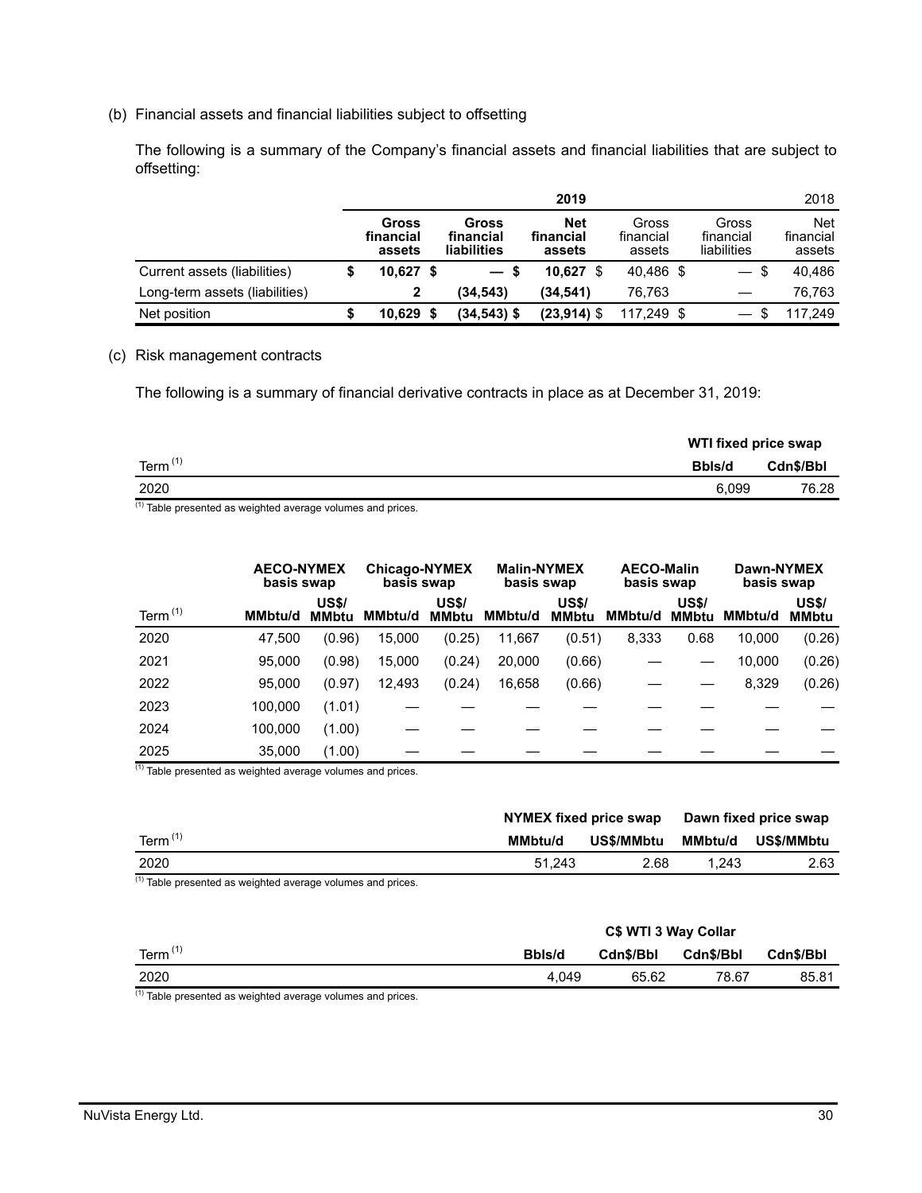(b) Financial assets and financial liabilities subject to offsetting

The following is a summary of the Company's financial assets and financial liabilities that are subject to offsetting:

| | 2019 | | | 2018 | | |
|---|---|---|---|---|---|---|
| | **Gross financial assets** | **Gross financial liabilities** | **Net financial assets** | Gross financial assets | Gross financial liabilities | Net financial assets |
| Current assets (liabilities) | $ **10,627** | $ **—** | $ **10,627** | $ 40,486 | $ — | $ 40,486 |
| Long-term assets (liabilities) | **2** | **(34,543)** | **(34,541)** | 76,763 | — | 76,763 |
| Net position | $ **10,629** | $ **(34,543)** | $ **(23,914)** | $ 117,249 | $ — | $ 117,249 |

(c) Risk management contracts

The following is a summary of financial derivative contracts in place as at December 31, 2019:

| | WTI fixed price swap | |
|---|---|---|
| Term [(1)] | Bbls/d | Cdn$/Bbl |
| 2020 | 6,099 | 76.28 |

[(1)] Table presented as weighted average volumes and prices.

| | AECO-NYMEX basis swap | | Chicago-NYMEX basis swap | | Malin-NYMEX basis swap | | AECO-Malin basis swap | | Dawn-NYMEX basis swap | |
|---|---|---|---|---|---|---|---|---|---|---|
| Term [(1)] | MMbtu/d | US$/ MMbtu | MMbtu/d | US$/ MMbtu | MMbtu/d | US$/ MMbtu | MMbtu/d | US$/ MMbtu | MMbtu/d | US$/ MMbtu |
| 2020 | 47,500 | (0.96) | 15,000 | (0.25) | 11,667 | (0.51) | 8,333 | 0.68 | 10,000 | (0.26) |
| 2021 | 95,000 | (0.98) | 15,000 | (0.24) | 20,000 | (0.66) | — | — | 10,000 | (0.26) |
| 2022 | 95,000 | (0.97) | 12,493 | (0.24) | 16,658 | (0.66) | — | — | 8,329 | (0.26) |
| 2023 | 100,000 | (1.01) | — | — | — | — | — | — | — | — |
| 2024 | 100,000 | (1.00) | — | — | — | — | — | — | — | — |
| 2025 | 35,000 | (1.00) | — | — | — | — | — | — | — | — |

[(1)] Table presented as weighted average volumes and prices.

| | NYMEX fixed price swap | | Dawn fixed price swap | |
|---|---|---|---|---|
| Term [(1)] | MMbtu/d | US$/MMbtu | MMbtu/d | US$/MMbtu |
| 2020 | 51,243 | 2.68 | 1,243 | 2.63 |

[(1)] Table presented as weighted average volumes and prices.

| | C$ WTI 3 Way Collar | | | |
|---|---|---|---|---|
| Term [(1)] | Bbls/d | Cdn$/Bbl | Cdn$/Bbl | Cdn$/Bbl |
| 2020 | 4,049 | 65.62 | 78.67 | 85.81 |

[(1)] Table presented as weighted average volumes and prices.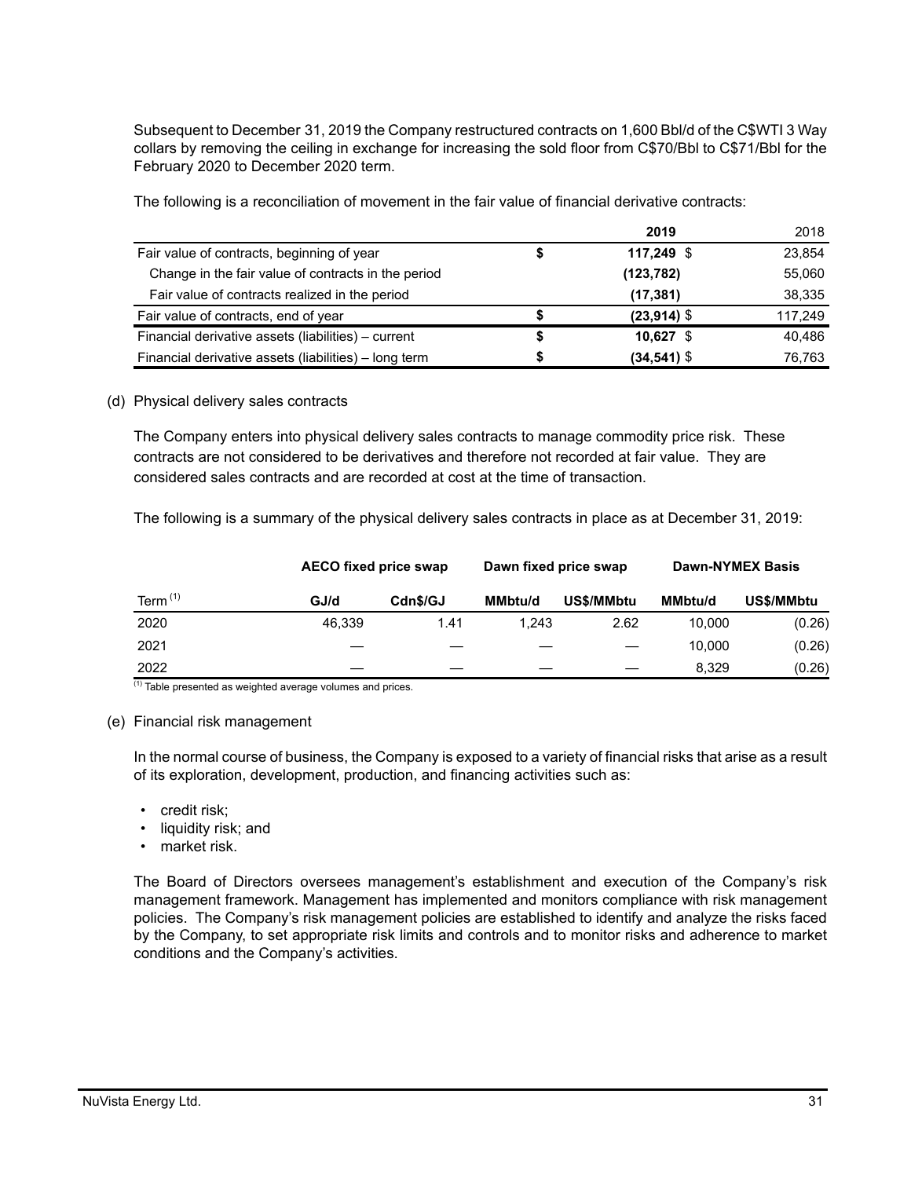Subsequent to December 31, 2019 the Company restructured contracts on 1,600 Bbl/d of the C$WTI 3 Way collars by removing the ceiling in exchange for increasing the sold floor from C$70/Bbl to C$71/Bbl for the February 2020 to December 2020 term.

The following is a reconciliation of movement in the fair value of financial derivative contracts:

| | | **2019** | 2018 |
|---|---|---|---|
| Fair value of contracts, beginning of year | $ | **117,249** $ | 23,854 |
| Change in the fair value of contracts in the period | | **(123,782)** | 55,060 |
| Fair value of contracts realized in the period | | **(17,381)** | 38,335 |
| Fair value of contracts, end of year | $ | **(23,914)** $ | 117,249 |
| Financial derivative assets (liabilities) – current | $ | **10,627** $ | 40,486 |
| Financial derivative assets (liabilities) – long term | $ | **(34,541)** $ | 76,763 |

(d) Physical delivery sales contracts

The Company enters into physical delivery sales contracts to manage commodity price risk. These contracts are not considered to be derivatives and therefore not recorded at fair value. They are considered sales contracts and are recorded at cost at the time of transaction.

The following is a summary of the physical delivery sales contracts in place as at December 31, 2019:

| | **AECO fixed price swap** | | **Dawn fixed price swap** | | **Dawn-NYMEX Basis** | |
|---|---|---|---|---|---|---|
| Term [1] | **GJ/d** | **Cdn$/GJ** | **MMbtu/d** | **US$/MMbtu** | **MMbtu/d** | **US$/MMbtu** |
| 2020 | 46,339 | 1.41 | 1,243 | 2.62 | 10,000 | (0.26) |
| 2021 | — | — | — | — | 10,000 | (0.26) |
| 2022 | — | — | — | — | 8,329 | (0.26) |

[1] Table presented as weighted average volumes and prices.

(e) Financial risk management

In the normal course of business, the Company is exposed to a variety of financial risks that arise as a result of its exploration, development, production, and financing activities such as:

- credit risk;
- liquidity risk; and
- market risk.

The Board of Directors oversees management's establishment and execution of the Company's risk management framework. Management has implemented and monitors compliance with risk management policies. The Company's risk management policies are established to identify and analyze the risks faced by the Company, to set appropriate risk limits and controls and to monitor risks and adherence to market conditions and the Company's activities.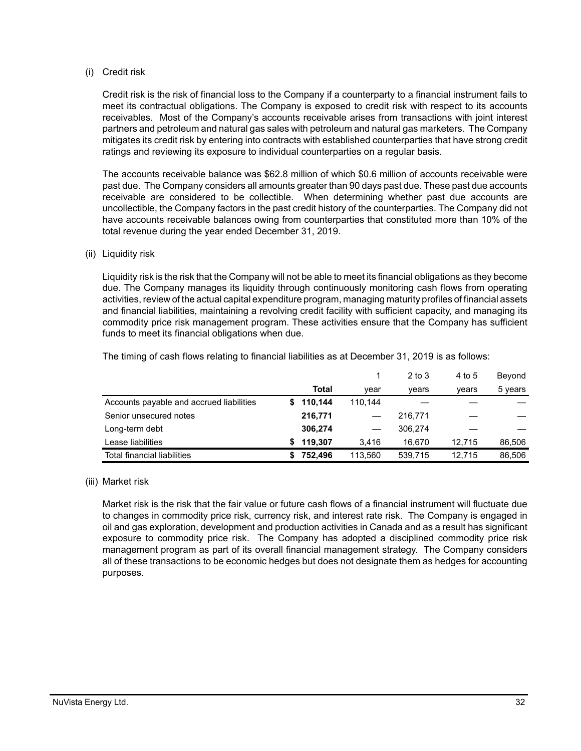(i) Credit risk

Credit risk is the risk of financial loss to the Company if a counterparty to a financial instrument fails to meet its contractual obligations. The Company is exposed to credit risk with respect to its accounts receivables. Most of the Company's accounts receivable arises from transactions with joint interest partners and petroleum and natural gas sales with petroleum and natural gas marketers. The Company mitigates its credit risk by entering into contracts with established counterparties that have strong credit ratings and reviewing its exposure to individual counterparties on a regular basis.

The accounts receivable balance was $62.8 million of which $0.6 million of accounts receivable were past due. The Company considers all amounts greater than 90 days past due. These past due accounts receivable are considered to be collectible. When determining whether past due accounts are uncollectible, the Company factors in the past credit history of the counterparties. The Company did not have accounts receivable balances owing from counterparties that constituted more than 10% of the total revenue during the year ended December 31, 2019.

(ii) Liquidity risk

Liquidity risk is the risk that the Company will not be able to meet its financial obligations as they become due. The Company manages its liquidity through continuously monitoring cash flows from operating activities, review of the actual capital expenditure program, managing maturity profiles of financial assets and financial liabilities, maintaining a revolving credit facility with sufficient capacity, and managing its commodity price risk management program. These activities ensure that the Company has sufficient funds to meet its financial obligations when due.

The timing of cash flows relating to financial liabilities as at December 31, 2019 is as follows:

| | Total | 1 year | 2 to 3 years | 4 to 5 years | Beyond 5 years |
|---|---|---|---|---|---|
| Accounts payable and accrued liabilities | **$ 110,144** | 110,144 | — | — | — |
| Senior unsecured notes | **216,771** | — | 216,771 | — | — |
| Long-term debt | **306,274** | — | 306,274 | — | — |
| Lease liabilities | **$ 119,307** | 3,416 | 16,670 | 12,715 | 86,506 |
| Total financial liabilities | **$ 752,496** | 113,560 | 539,715 | 12,715 | 86,506 |

(iii) Market risk

Market risk is the risk that the fair value or future cash flows of a financial instrument will fluctuate due to changes in commodity price risk, currency risk, and interest rate risk. The Company is engaged in oil and gas exploration, development and production activities in Canada and as a result has significant exposure to commodity price risk. The Company has adopted a disciplined commodity price risk management program as part of its overall financial management strategy. The Company considers all of these transactions to be economic hedges but does not designate them as hedges for accounting purposes.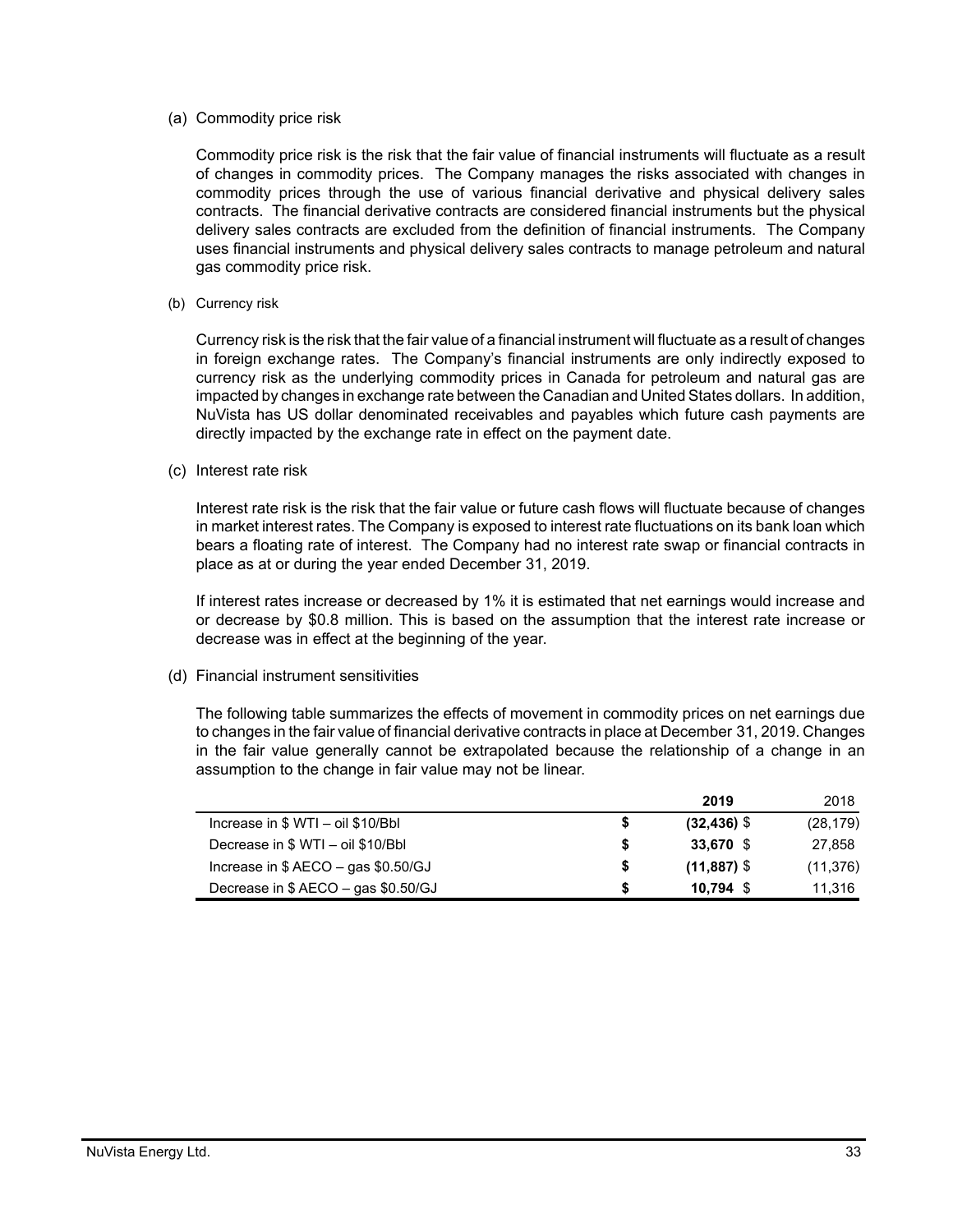(a) Commodity price risk

Commodity price risk is the risk that the fair value of financial instruments will fluctuate as a result of changes in commodity prices. The Company manages the risks associated with changes in commodity prices through the use of various financial derivative and physical delivery sales contracts. The financial derivative contracts are considered financial instruments but the physical delivery sales contracts are excluded from the definition of financial instruments. The Company uses financial instruments and physical delivery sales contracts to manage petroleum and natural gas commodity price risk.

(b) Currency risk

Currency risk is the risk that the fair value of a financial instrument will fluctuate as a result of changes in foreign exchange rates. The Company's financial instruments are only indirectly exposed to currency risk as the underlying commodity prices in Canada for petroleum and natural gas are impacted by changes in exchange rate between the Canadian and United States dollars. In addition, NuVista has US dollar denominated receivables and payables which future cash payments are directly impacted by the exchange rate in effect on the payment date.

(c) Interest rate risk

Interest rate risk is the risk that the fair value or future cash flows will fluctuate because of changes in market interest rates. The Company is exposed to interest rate fluctuations on its bank loan which bears a floating rate of interest. The Company had no interest rate swap or financial contracts in place as at or during the year ended December 31, 2019.

If interest rates increase or decreased by 1% it is estimated that net earnings would increase and or decrease by $0.8 million. This is based on the assumption that the interest rate increase or decrease was in effect at the beginning of the year.

(d) Financial instrument sensitivities

The following table summarizes the effects of movement in commodity prices on net earnings due to changes in the fair value of financial derivative contracts in place at December 31, 2019. Changes in the fair value generally cannot be extrapolated because the relationship of a change in an assumption to the change in fair value may not be linear.

| | | **2019** | | 2018 |
|---|---|---|---|---|
| Increase in $ WTI – oil $10/Bbl | **$** | **(32,436)** | $ | (28,179) |
| Decrease in $ WTI – oil $10/Bbl | **$** | **33,670** | $ | 27,858 |
| Increase in $ AECO – gas $0.50/GJ | **$** | **(11,887)** | $ | (11,376) |
| Decrease in $ AECO – gas $0.50/GJ | **$** | **10,794** | $ | 11,316 |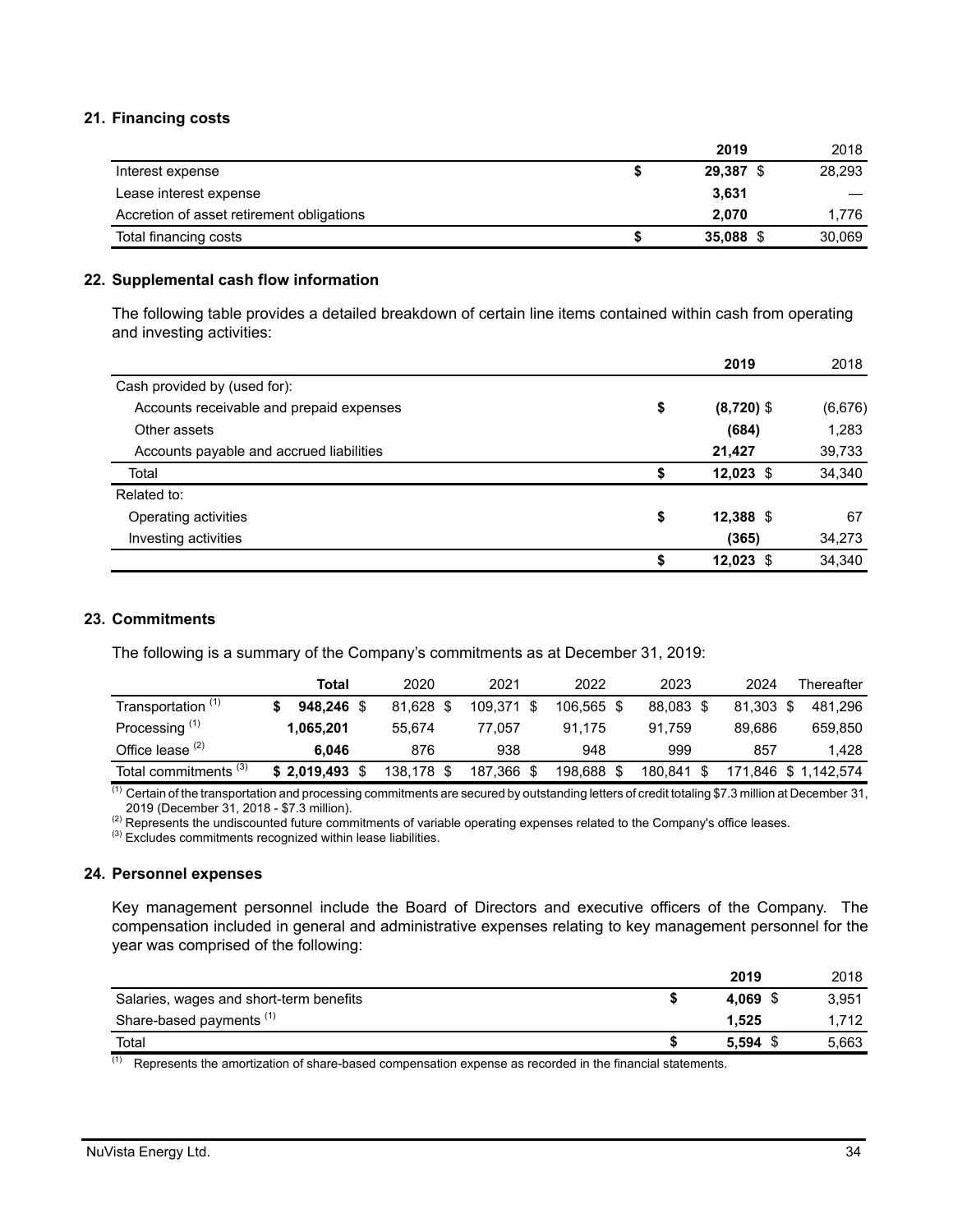## 21. Financing costs

| | 2019 | 2018 |
|---|---|---|
| Interest expense | **$ 29,387** | $ 28,293 |
| Lease interest expense | **3,631** | — |
| Accretion of asset retirement obligations | **2,070** | 1,776 |
| Total financing costs | **$ 35,088** | $ 30,069 |

## 22. Supplemental cash flow information

The following table provides a detailed breakdown of certain line items contained within cash from operating and investing activities:

| | 2019 | 2018 |
|---|---|---|
| Cash provided by (used for): | | |
| Accounts receivable and prepaid expenses | **$ (8,720)** | $ (6,676) |
| Other assets | **(684)** | 1,283 |
| Accounts payable and accrued liabilities | **21,427** | 39,733 |
| Total | **$ 12,023** | $ 34,340 |
| Related to: | | |
| Operating activities | **$ 12,388** | $ 67 |
| Investing activities | **(365)** | 34,273 |
| | **$ 12,023** | $ 34,340 |

## 23. Commitments

The following is a summary of the Company's commitments as at December 31, 2019:

| | Total | 2020 | 2021 | 2022 | 2023 | 2024 | Thereafter |
|---|---|---|---|---|---|---|---|
| Transportation [1] | **$ 948,246** | $ 81,628 | $ 109,371 | $ 106,565 | $ 88,083 | $ 81,303 | $ 481,296 |
| Processing [1] | **1,065,201** | 55,674 | 77,057 | 91,175 | 91,759 | 89,686 | 659,850 |
| Office lease [2] | **6,046** | 876 | 938 | 948 | 999 | 857 | 1,428 |
| Total commitments [3] | **$ 2,019,493** | $ 138,178 | $ 187,366 | $ 198,688 | $ 180,841 | $ 171,846 | $ 1,142,574 |

[1] Certain of the transportation and processing commitments are secured by outstanding letters of credit totaling $7.3 million at December 31, 2019 (December 31, 2018 - $7.3 million).
[2] Represents the undiscounted future commitments of variable operating expenses related to the Company's office leases.
[3] Excludes commitments recognized within lease liabilities.

## 24. Personnel expenses

Key management personnel include the Board of Directors and executive officers of the Company. The compensation included in general and administrative expenses relating to key management personnel for the year was comprised of the following:

| | 2019 | 2018 |
|---|---|---|
| Salaries, wages and short-term benefits | **$ 4,069** | $ 3,951 |
| Share-based payments [1] | **1,525** | 1,712 |
| Total | **$ 5,594** | $ 5,663 |

[1] Represents the amortization of share-based compensation expense as recorded in the financial statements.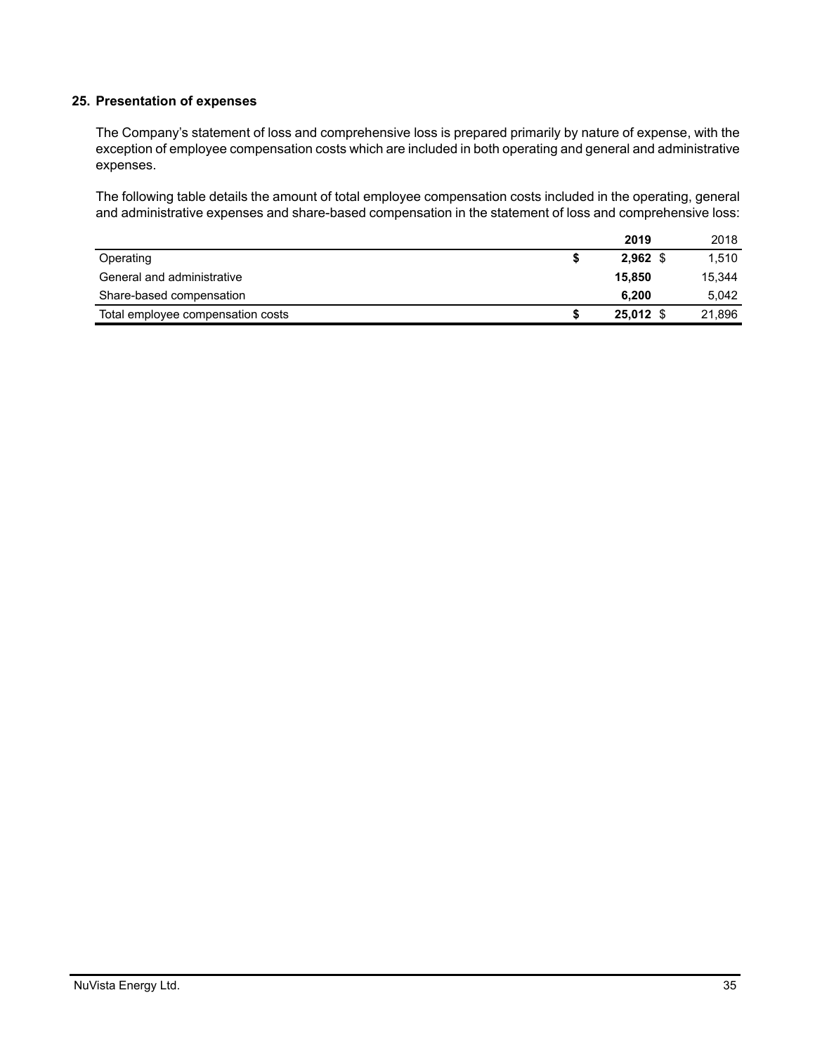## 25. Presentation of expenses

The Company's statement of loss and comprehensive loss is prepared primarily by nature of expense, with the exception of employee compensation costs which are included in both operating and general and administrative expenses.

The following table details the amount of total employee compensation costs included in the operating, general and administrative expenses and share-based compensation in the statement of loss and comprehensive loss:

| | **2019** | 2018 |
|---|---|---|
| Operating | **$ 2,962** | $ 1,510 |
| General and administrative | **15,850** | 15,344 |
| Share-based compensation | **6,200** | 5,042 |
| Total employee compensation costs | **$ 25,012** | $ 21,896 |